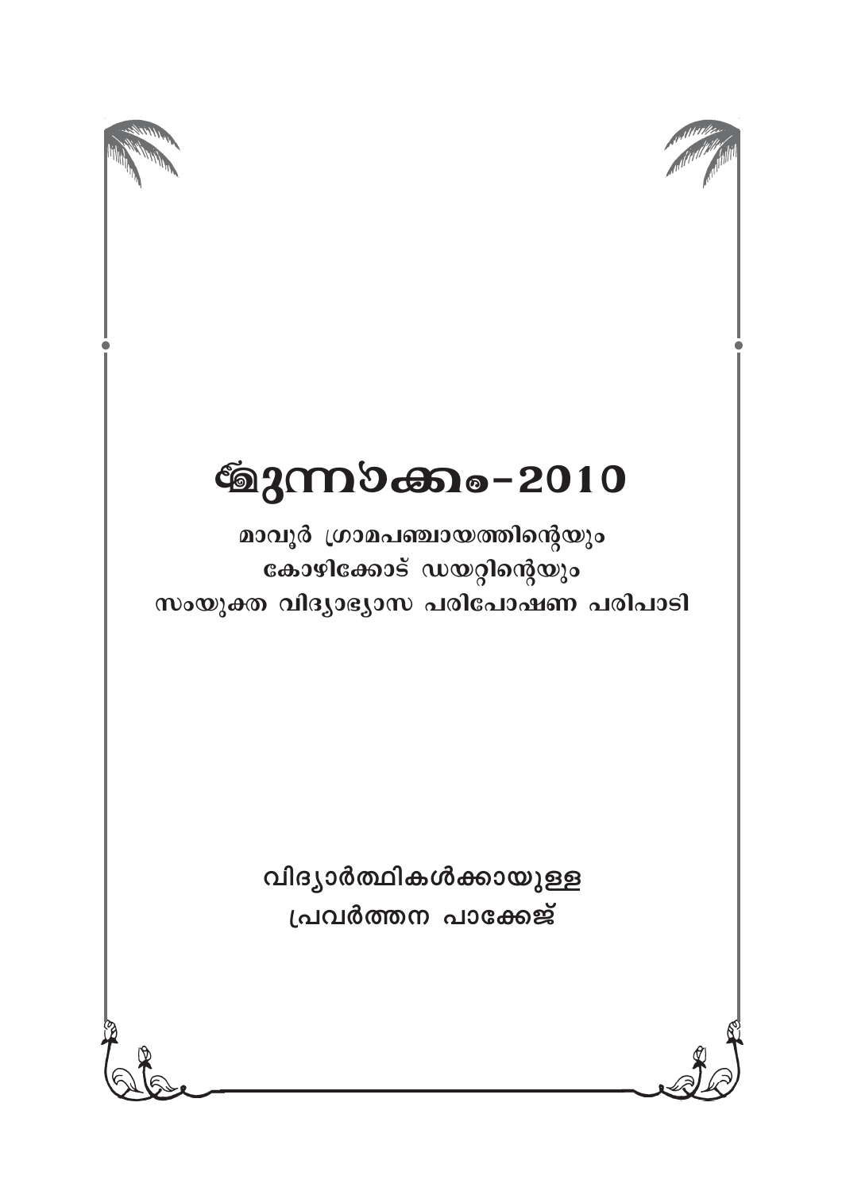# മുന്നാക്കം-2010

**മാവൂർ ഗ്രാമപഞ്ചായത്തിന്റെയും**
**കോഴിക്കോട് ഡയറ്റിന്റെയും**
**സംയുക്ത വിദ്യാഭ്യാസ പരിപോഷണ പരിപാടി**

**വിദ്യാർത്ഥികൾക്കായുള്ള**
**പ്രവർത്തന പാക്കേജ്**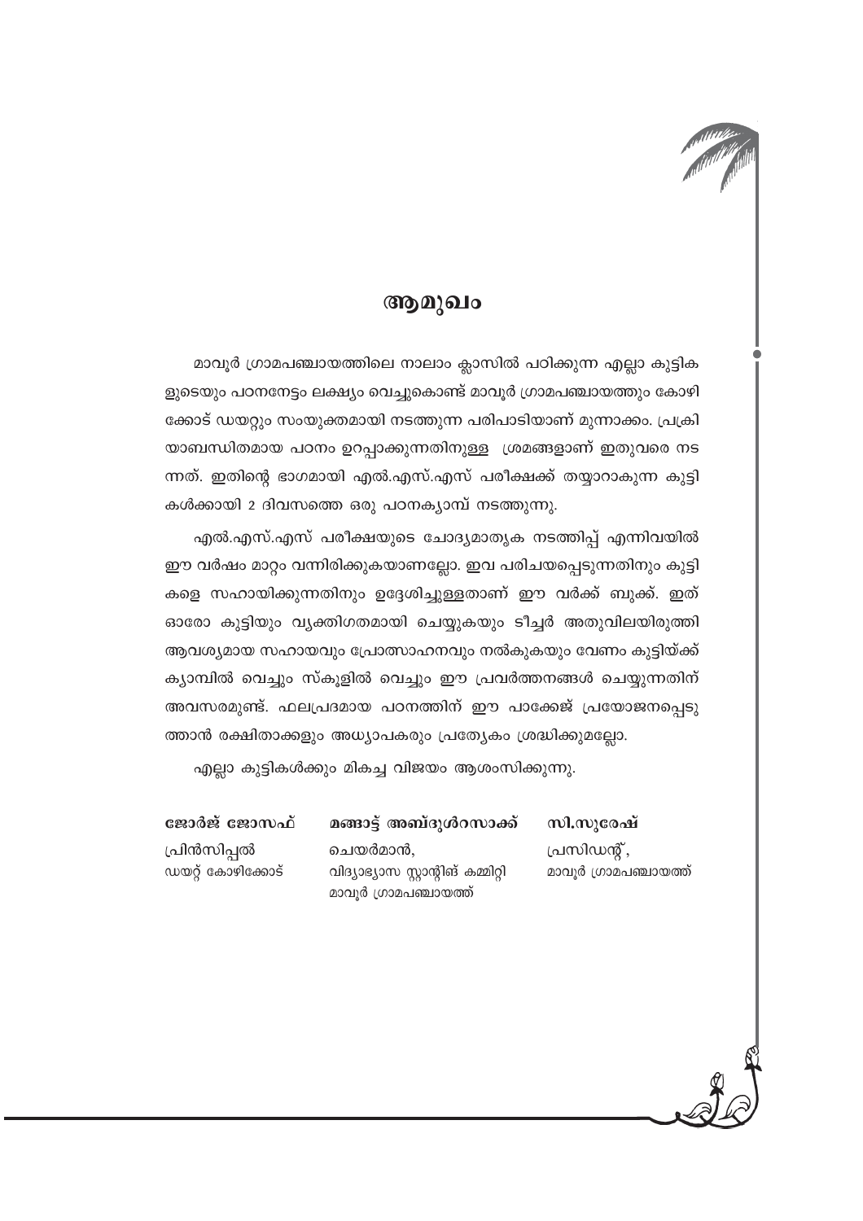# ആമുഖം

മാവൂർ ഗ്രാമപഞ്ചായത്തിലെ നാലാം ക്ലാസിൽ പഠിക്കുന്ന എല്ലാ കുട്ടികളുടെയും പഠനനേട്ടം ലക്ഷ്യം വെച്ചുകൊണ്ട് മാവൂർ ഗ്രാമപഞ്ചായത്തും കോഴിക്കോട് ഡയറ്റും സംയുക്തമായി നടത്തുന്ന പരിപാടിയാണ് മുന്നാക്കം. പ്രക്രിയാബന്ധിതമായ പഠനം ഉറപ്പാക്കുന്നതിനുള്ള ശ്രമങ്ങളാണ് ഇതുവരെ നടന്നത്. ഇതിന്റെ ഭാഗമായി എൽ.എസ്.എസ് പരീക്ഷക്ക് തയ്യാറാകുന്ന കുട്ടികൾക്കായി 2 ദിവസത്തെ ഒരു പഠനക്യാമ്പ് നടത്തുന്നു.

എൽ.എസ്.എസ് പരീക്ഷയുടെ ചോദ്യമാതൃക നടത്തിപ്പ് എന്നിവയിൽ ഈ വർഷം മാറ്റം വന്നിരിക്കുകയാണല്ലോ. ഇവ പരിചയപ്പെടുന്നതിനും കുട്ടികളെ സഹായിക്കുന്നതിനും ഉദ്ദേശിച്ചുള്ളതാണ് ഈ വർക്ക് ബുക്ക്. ഇത് ഓരോ കുട്ടിയും വ്യക്തിഗതമായി ചെയ്യുകയും ടീച്ചർ അതുവിലയിരുത്തി ആവശ്യമായ സഹായവും പ്രോത്സാഹനവും നൽകുകയും വേണം കുട്ടിയ്ക്ക് ക്യാമ്പിൽ വെച്ചും സ്കൂളിൽ വെച്ചും ഈ പ്രവർത്തനങ്ങൾ ചെയ്യുന്നതിന് അവസരമുണ്ട്. ഫലപ്രദമായ പഠനത്തിന് ഈ പാക്കേജ് പ്രയോജനപ്പെടുത്താൻ രക്ഷിതാക്കളും അധ്യാപകരും പ്രത്യേകം ശ്രദ്ധിക്കുമല്ലോ.

എല്ലാ കുട്ടികൾക്കും മികച്ച വിജയം ആശംസിക്കുന്നു.

**ജോർജ് ജോസഫ്**
പ്രിൻസിപ്പൽ
ഡയറ്റ് കോഴിക്കോട്

**മങ്ങാട്ട് അബ്ദുൾറസാക്ക്**
ചെയർമാൻ,
വിദ്യാഭ്യാസ സ്റ്റാന്റിങ് കമ്മിറ്റി
മാവൂർ ഗ്രാമപഞ്ചായത്ത്

**സി.സുരേഷ്**
പ്രസിഡന്റ്,
മാവൂർ ഗ്രാമപഞ്ചായത്ത്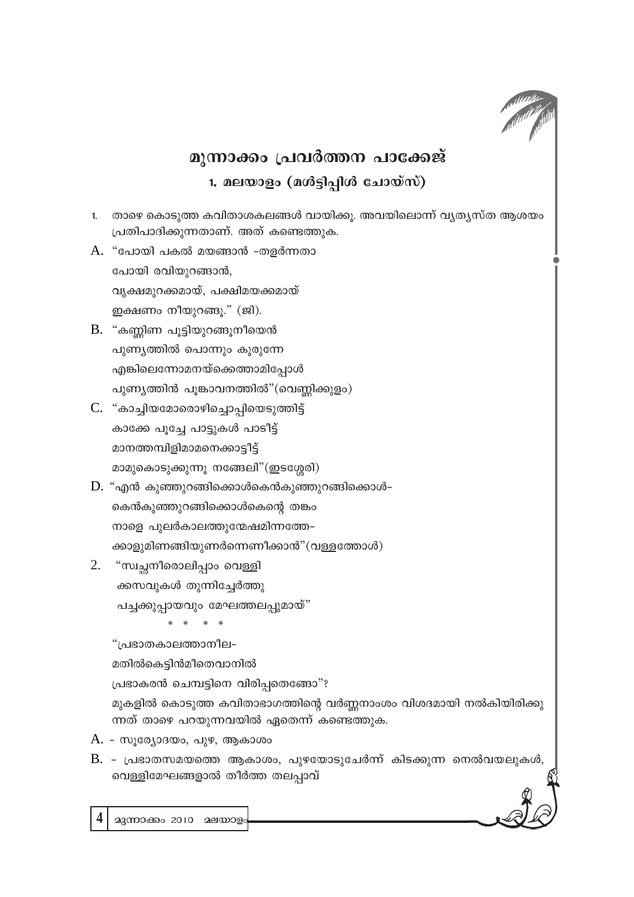# മുന്നാക്കം പ്രവർത്തന പാക്കേജ്

## 1. മലയാളം (മൾട്ടിപ്പിൾ ചോയ്സ്)

1. താഴെ കൊടുത്ത കവിതാശകലങ്ങൾ വായിക്കൂ. അവയിലൊന്ന് വ്യത്യസ്ത ആശയം പ്രതിപാദിക്കുന്നതാണ്. അത് കണ്ടെത്തുക.

A. "പോയി പകൽ മയങ്ങാൻ -തളർന്നതാ
പോയി രവിയുറങ്ങാൻ,
വൃക്ഷമുറക്കമായ്, പക്ഷിമയക്കമായ്
ഇക്ഷണം നീയുറങ്ങൂ." (ജി).

B. "കണ്ണിണ പൂട്ടിയുറങ്ങൂനീയെൻ
പുണ്യത്തിൽ പൊന്നും കുരുന്നേ
എങ്കിലെന്നോമനയ്ക്കെത്താമിപ്പോൾ
പുണ്യത്തിൻ പൂങ്കാവനത്തിൽ"(വെണ്ണിക്കുളം)

C. "കാച്ചിയമോരൊഴിച്ചൊപ്പിയെടുത്തിട്ട്
കാക്കേ പൂച്ചേ പാട്ടുകൾ പാടീട്ട്
മാനത്തമ്പിളിമാമനെക്കാട്ടീട്ട്
മാമുകൊടുക്കുന്നൂ നങ്ങേലി"(ഇടശ്ശേരി)

D. "എൻ കുഞ്ഞുറങ്ങിക്കൊൾകെൻകുഞ്ഞുറങ്ങിക്കൊൾ-
കെൻകുഞ്ഞുറങ്ങിക്കൊൾകെന്റെ തങ്കം
നാളെ പുലർകാലത്തുന്മേഷമിന്നത്തേ-
ക്കാളുമിണങ്ങിയുണർന്നെണീക്കാൻ"(വള്ളത്തോൾ)

2. "സ്വച്ഛനീരൊലിപ്പാം വെള്ളി
ക്കസവുകൾ തുന്നിച്ചേർത്തു
പച്ചക്കുപ്പായവും മേഘത്തലപ്പുമായ്"

\* \* \* \*

"പ്രഭാതകാലത്താനീല-
മതിൽകെട്ടിൻമീതെവാനിൽ
പ്രഭാകരൻ ചെമ്പട്ടിനെ വിരിപ്പതെങ്ങോ"?

മുകളിൽ കൊടുത്ത കവിതാഭാഗത്തിന്റെ വർണ്ണനാംശം വിശദമായി നൽകിയിരിക്കുന്നത് താഴെ പറയുന്നവയിൽ ഏതെന്ന് കണ്ടെത്തുക.

A. - സൂര്യോദയം, പുഴ, ആകാശം

B. - പ്രഭാതസമയത്തെ ആകാശം, പുഴയോടുചേർന്ന് കിടക്കുന്ന നെൽവയലുകൾ, വെള്ളിമേഘങ്ങളാൽ തീർത്ത തലപ്പാവ്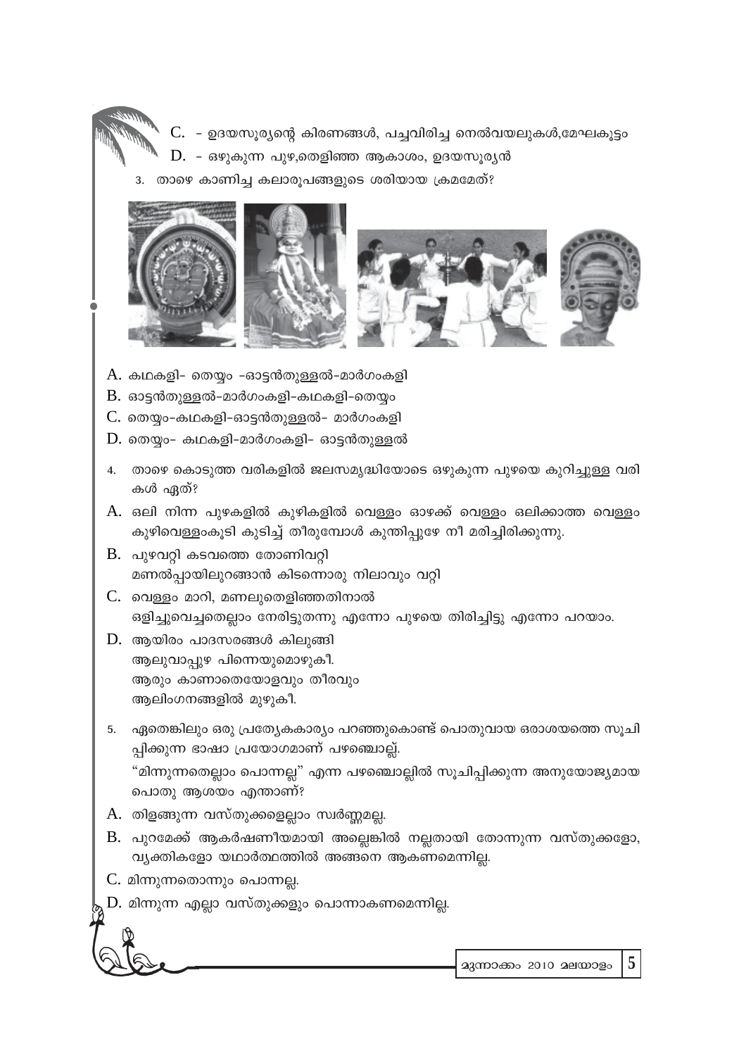C. - ഉദയസൂര്യന്റെ കിരണങ്ങൾ, പച്ചവിരിച്ച നെൽവയലുകൾ,മേഘകൂട്ടം

D. - ഒഴുകുന്ന പുഴ,തെളിഞ്ഞ ആകാശം, ഉദയസൂര്യൻ

3. താഴെ കാണിച്ച കലാരൂപങ്ങളുടെ ശരിയായ ക്രമമേത്?

A. കഥകളി- തെയ്യം -ഓട്ടൻതുള്ളൽ-മാർഗംകളി

B. ഓട്ടൻതുള്ളൽ-മാർഗംകളി-കഥകളി-തെയ്യം

C. തെയ്യം-കഥകളി-ഓട്ടൻതുള്ളൽ- മാർഗംകളി

D. തെയ്യം- കഥകളി-മാർഗംകളി- ഓട്ടൻതുള്ളൽ

4. താഴെ കൊടുത്ത വരികളിൽ ജലസമൃദ്ധിയോടെ ഒഴുകുന്ന പുഴയെ കുറിച്ചുള്ള വരികൾ ഏത്?

A. ഒലി നിന്ന പുഴകളിൽ കുഴികളിൽ വെള്ളം ഓഴക്ക് വെള്ളം ഒലിക്കാത്ത വെള്ളം കുഴിവെള്ളംകൂടി കുടിച്ച് തീരുമ്പോൾ കുന്തിപ്പുഴേ നീ മരിച്ചിരിക്കുന്നു.

B. പുഴവറ്റി കടവത്തെ തോണിവറ്റി
മണൽപ്പായിലുറങ്ങാൻ കിടന്നൊരു നിലാവും വറ്റി

C. വെള്ളം മാറി, മണലുതെളിഞ്ഞതിനാൽ
ഒളിച്ചുവെച്ചതെല്ലാം നേരിട്ടുതന്നു എന്നോ പുഴയെ തിരിച്ചിട്ടു എന്നോ പറയാം.

D. ആയിരം പാദസരങ്ങൾ കിലുങ്ങി
ആലുവാപ്പുഴ പിന്നെയുമൊഴുകി.
ആരും കാണാതെയോളവും തീരവും
ആലിംഗനങ്ങളിൽ മുഴുകി.

5. ഏതെങ്കിലും ഒരു പ്രത്യേകകാര്യം പറഞ്ഞുകൊണ്ട് പൊതുവായ ഒരാശയത്തെ സൂചിപ്പിക്കുന്ന ഭാഷാ പ്രയോഗമാണ് പഴഞ്ചൊല്ല്.

"മിന്നുന്നതെല്ലാം പൊന്നല്ല" എന്ന പഴഞ്ചൊല്ലിൽ സൂചിപ്പിക്കുന്ന അനുയോജ്യമായ പൊതു ആശയം എന്താണ്?

A. തിളങ്ങുന്ന വസ്തുക്കളെല്ലാം സ്വർണ്ണമല്ല.

B. പുറമേക്ക് ആകർഷണീയമായി അല്ലെങ്കിൽ നല്ലതായി തോന്നുന്ന വസ്തുക്കളോ, വ്യക്തികളോ യഥാർത്ഥത്തിൽ അങ്ങനെ ആകണമെന്നില്ല.

C. മിന്നുന്നതൊന്നും പൊന്നല്ല.

D. മിന്നുന്ന എല്ലാ വസ്തുക്കളും പൊന്നാകണമെന്നില്ല.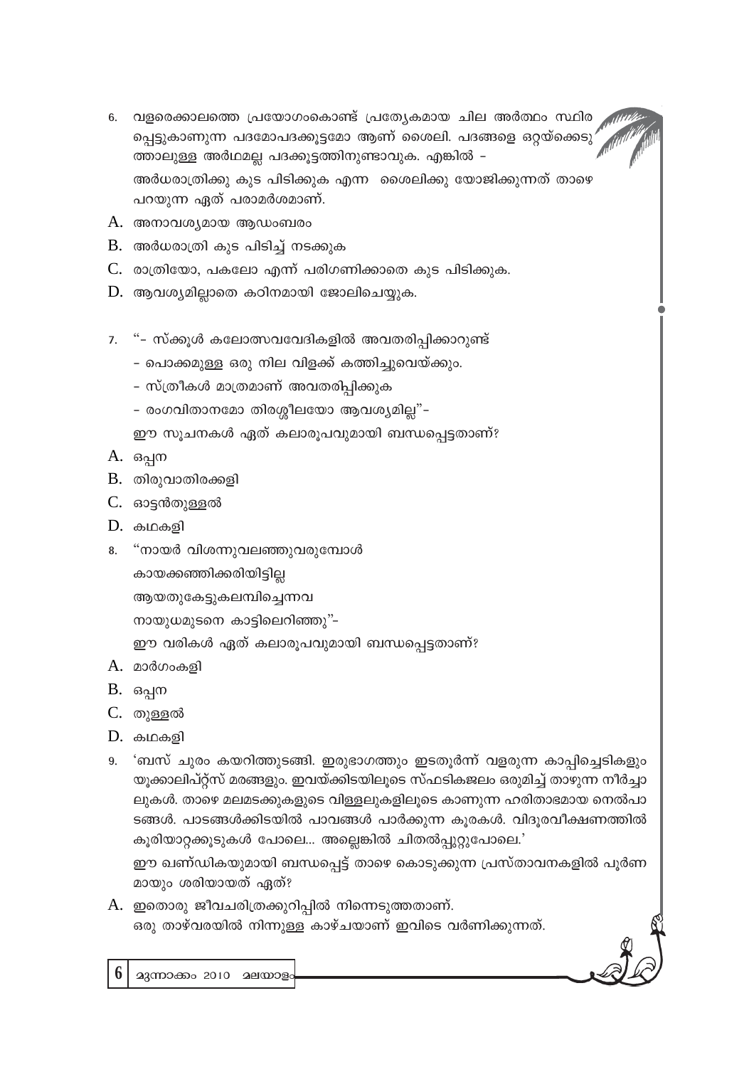6. വളരെക്കാലത്തെ പ്രയോഗംകൊണ്ട് പ്രത്യേകമായ ചില അർത്ഥം സ്ഥിര പ്പെട്ടുകാണുന്ന പദമോപദക്കൂട്ടമോ ആണ് ശൈലി. പദങ്ങളെ ഒറ്റയ്ക്കെടു ത്താലുള്ള അർഥമല്ല പദക്കൂട്ടത്തിനുണ്ടാവുക. എങ്കിൽ –

   അർധരാത്രിക്കു കുട പിടിക്കുക എന്ന ശൈലിക്കു യോജിക്കുന്നത് താഴെ പറയുന്ന ഏത് പരാമർശമാണ്.

A. അനാവശ്യമായ ആഡംബരം

B. അർധരാത്രി കുട പിടിച്ച് നടക്കുക

C. രാത്രിയോ, പകലോ എന്ന് പരിഗണിക്കാതെ കുട പിടിക്കുക.

D. ആവശ്യമില്ലാതെ കഠിനമായി ജോലിചെയ്യുക.

7. "– സ്ക്കൂൾ കലോത്സവവേദികളിൽ അവതരിപ്പിക്കാറുണ്ട്

   – പൊക്കമുള്ള ഒരു നില വിളക്ക് കത്തിച്ചുവെയ്ക്കും.

   – സ്ത്രീകൾ മാത്രമാണ് അവതരിപ്പിക്കുക

   – രംഗവിതാനമോ തിരശ്ശീലയോ ആവശ്യമില്ല"–

   ഈ സൂചനകൾ ഏത് കലാരൂപവുമായി ബന്ധപ്പെട്ടതാണ്?

A. ഒപ്പന

B. തിരുവാതിരക്കളി

C. ഓട്ടൻതുള്ളൽ

D. കഥകളി

8. "നായർ വിശന്നുവലഞ്ഞുവരുമ്പോൾ

   കായക്കഞ്ഞിക്കരിയിട്ടില്ല

   ആയതുകേട്ടുകലമ്പിച്ചെന്നവ

   നായുധമുടനെ കാട്ടിലെറിഞ്ഞു"–

   ഈ വരികൾ ഏത് കലാരൂപവുമായി ബന്ധപ്പെട്ടതാണ്?

A. മാർഗംകളി

B. ഒപ്പന

C. തുള്ളൽ

D. കഥകളി

9. 'ബസ് ചുരം കയറിത്തുടങ്ങി. ഇരുഭാഗത്തും ഇടതൂർന്ന് വളരുന്ന കാപ്പിച്ചെടികളും യൂക്കാലിപ്റ്റ്സ് മരങ്ങളും. ഇവയ്ക്കിടയിലൂടെ സ്ഫടികജലം ഒരുമിച്ച് താഴുന്ന നീർച്ചാ ലുകൾ. താഴെ മലമടക്കുകളുടെ വിള്ളലുകളിലൂടെ കാണുന്ന ഹരിതാഭമായ നെൽപാ ടങ്ങൾ. പാടങ്ങൾക്കിടയിൽ പാവങ്ങൾ പാർക്കുന്ന കൂരകൾ. വിദൂരവീക്ഷണത്തിൽ കൂരിയാറ്റക്കൂടുകൾ പോലെ... അല്ലെങ്കിൽ ചിതൽപ്പുറ്റുപോലെ.'

   ഈ ഖണ്ഡികയുമായി ബന്ധപ്പെട്ട് താഴെ കൊടുക്കുന്ന പ്രസ്താവനകളിൽ പൂർണ മായും ശരിയായത് ഏത്?

A. ഇതൊരു ജീവചരിത്രക്കുറിപ്പിൽ നിന്നെടുത്തതാണ്.
   ഒരു താഴ്വരയിൽ നിന്നുള്ള കാഴ്ചയാണ് ഇവിടെ വർണിക്കുന്നത്.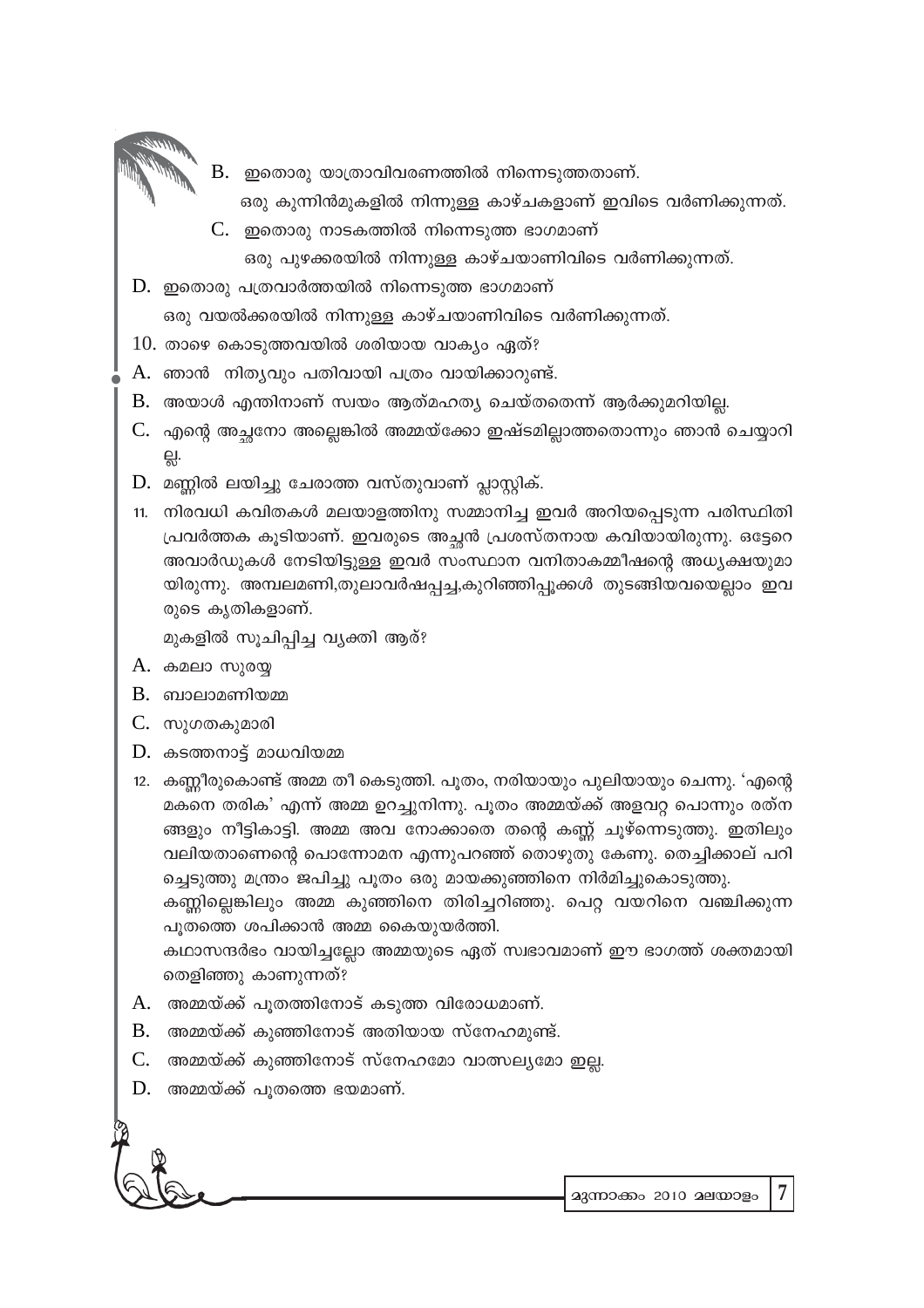B. ഇതൊരു യാത്രാവിവരണത്തിൽ നിന്നെടുത്തതാണ്.
ഒരു കുന്നിൻമുകളിൽ നിന്നുള്ള കാഴ്ചകളാണ് ഇവിടെ വർണിക്കുന്നത്.

C. ഇതൊരു നാടകത്തിൽ നിന്നെടുത്ത ഭാഗമാണ്
ഒരു പുഴക്കരയിൽ നിന്നുള്ള കാഴ്ചയാണിവിടെ വർണിക്കുന്നത്.

D. ഇതൊരു പത്രവാർത്തയിൽ നിന്നെടുത്ത ഭാഗമാണ്
ഒരു വയൽക്കരയിൽ നിന്നുള്ള കാഴ്ചയാണിവിടെ വർണിക്കുന്നത്.

10. താഴെ കൊടുത്തവയിൽ ശരിയായ വാക്യം ഏത്?

A. ഞാൻ നിത്യവും പതിവായി പത്രം വായിക്കാറുണ്ട്.

B. അയാൾ എന്തിനാണ് സ്വയം ആത്മഹത്യ ചെയ്തതെന്ന് ആർക്കുമറിയില്ല.

C. എന്റെ അച്ഛനോ അല്ലെങ്കിൽ അമ്മയ്ക്കോ ഇഷ്ടമില്ലാത്തതൊന്നും ഞാൻ ചെയ്യാറില്ല.

D. മണ്ണിൽ ലയിച്ചു ചേരാത്ത വസ്തുവാണ് പ്ലാസ്റ്റിക്.

11. നിരവധി കവിതകൾ മലയാളത്തിനു സമ്മാനിച്ച ഇവർ അറിയപ്പെടുന്ന പരിസ്ഥിതി പ്രവർത്തക കൂടിയാണ്. ഇവരുടെ അച്ഛൻ പ്രശസ്തനായ കവിയായിരുന്നു. ഒട്ടേറെ അവാർഡുകൾ നേടിയിട്ടുള്ള ഇവർ സംസ്ഥാന വനിതാകമ്മീഷന്റെ അധ്യക്ഷയുമായിരുന്നു. അമ്പലമണി,തുലാവർഷപ്പച്ച,കുറിഞ്ഞിപ്പൂക്കൾ തുടങ്ങിയവയെല്ലാം ഇവരുടെ കൃതികളാണ്.

മുകളിൽ സൂചിപ്പിച്ച വ്യക്തി ആര്?

A. കമലാ സുരയ്യ

B. ബാലാമണിയമ്മ

C. സുഗതകുമാരി

D. കടത്തനാട്ട് മാധവിയമ്മ

12. കണ്ണീരുകൊണ്ട് അമ്മ തീ കെടുത്തി. പൂതം, നരിയായും പുലിയായും ചെന്നു. 'എന്റെ മകനെ തരിക' എന്ന് അമ്മ ഉറച്ചുനിന്നു. പൂതം അമ്മയ്ക്ക് അളവറ്റ പൊന്നും രത്നങ്ങളും നീട്ടികാട്ടി. അമ്മ അവ നോക്കാതെ തന്റെ കണ്ണ് ചൂഴ്ന്നെടുത്തു. ഇതിലും വലിയതാണെന്റെ പൊന്നോമന എന്നുപറഞ്ഞ് തൊഴുതു കേണു. തെച്ചിക്കാല് പറിച്ചെടുത്തു മന്ത്രം ജപിച്ചു പൂതം ഒരു മായക്കുഞ്ഞിനെ നിർമിച്ചുകൊടുത്തു.

കണ്ണില്ലെങ്കിലും അമ്മ കുഞ്ഞിനെ തിരിച്ചറിഞ്ഞു. പെറ്റ വയറിനെ വഞ്ചിക്കുന്ന പൂതത്തെ ശപിക്കാൻ അമ്മ കൈയുയർത്തി.

കഥാസന്ദർഭം വായിച്ചല്ലോ അമ്മയുടെ ഏത് സ്വഭാവമാണ് ഈ ഭാഗത്ത് ശക്തമായി തെളിഞ്ഞു കാണുന്നത്?

A. അമ്മയ്ക്ക് പൂതത്തിനോട് കടുത്ത വിരോധമാണ്.

B. അമ്മയ്ക്ക് കുഞ്ഞിനോട് അതിയായ സ്നേഹമുണ്ട്.

C. അമ്മയ്ക്ക് കുഞ്ഞിനോട് സ്നേഹമോ വാത്സല്യമോ ഇല്ല.

D. അമ്മയ്ക്ക് പൂതത്തെ ഭയമാണ്.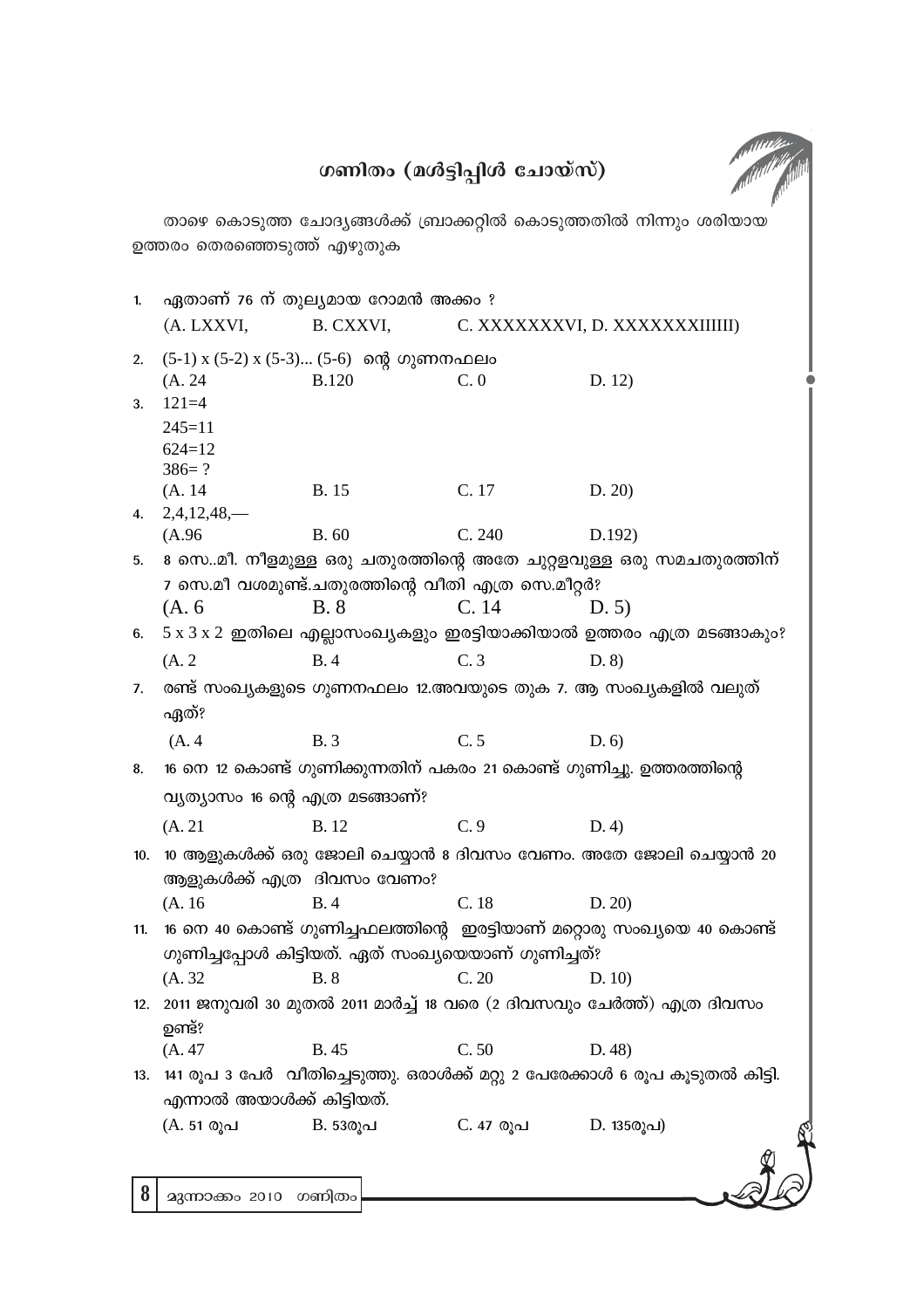## ഗണിതം (മൾട്ടിപ്പിൾ ചോയ്സ്)

താഴെ കൊടുത്ത ചോദ്യങ്ങൾക്ക് ബ്രാക്കറ്റിൽ കൊടുത്തതിൽ നിന്നും ശരിയായ ഉത്തരം തെരഞ്ഞെടുത്ത് എഴുതുക

1. ഏതാണ് 76 ന് തുല്യമായ റോമൻ അക്കം ?

   (A. LXXVI, B. CXXVI, C. XXXXXXXVI, D. XXXXXXXIIIIII)

2. (5-1) x (5-2) x (5-3)... (5-6) ന്റെ ഗുണനഫലം

   (A. 24 B.120 C. 0 D. 12)

3. 121=4
   245=11
   624=12
   386= ?

   (A. 14 B. 15 C. 17 D. 20)

4. 2,4,12,48,—

   (A.96 B. 60 C. 240 D.192)

5. 8 സെ..മീ. നീളമുള്ള ഒരു ചതുരത്തിന്റെ അതേ ചുറ്റളവുള്ള ഒരു സമചതുരത്തിന് 7 സെ.മീ വശമുണ്ട്.ചതുരത്തിന്റെ വീതി എത്ര സെ.മീറ്റർ?

   (A. 6 B. 8 C. 14 D. 5)

6. 5 x 3 x 2 ഇതിലെ എല്ലാസംഖ്യകളും ഇരട്ടിയാക്കിയാൽ ഉത്തരം എത്ര മടങ്ങാകും?

   (A. 2 B. 4 C. 3 D. 8)

7. രണ്ട് സംഖ്യകളുടെ ഗുണനഫലം 12.അവയുടെ തുക 7. ആ സംഖ്യകളിൽ വലുത് ഏത്?

   (A. 4 B. 3 C. 5 D. 6)

8. 16 നെ 12 കൊണ്ട് ഗുണിക്കുന്നതിന് പകരം 21 കൊണ്ട് ഗുണിച്ചു. ഉത്തരത്തിന്റെ വ്യത്യാസം 16 ന്റെ എത്ര മടങ്ങാണ്?

   (A. 21 B. 12 C. 9 D. 4)

10. 10 ആളുകൾക്ക് ഒരു ജോലി ചെയ്യാൻ 8 ദിവസം വേണം. അതേ ജോലി ചെയ്യാൻ 20 ആളുകൾക്ക് എത്ര ദിവസം വേണം?

    (A. 16 B. 4 C. 18 D. 20)

11. 16 നെ 40 കൊണ്ട് ഗുണിച്ചഫലത്തിന്റെ ഇരട്ടിയാണ് മറ്റൊരു സംഖ്യയെ 40 കൊണ്ട് ഗുണിച്ചപ്പോൾ കിട്ടിയത്. ഏത് സംഖ്യയെയാണ് ഗുണിച്ചത്?

    (A. 32 B. 8 C. 20 D. 10)

12. 2011 ജനുവരി 30 മുതൽ 2011 മാർച്ച് 18 വരെ (2 ദിവസവും ചേർത്ത്) എത്ര ദിവസം ഉണ്ട്?

    (A. 47 B. 45 C. 50 D. 48)

13. 141 രൂപ 3 പേർ വീതിച്ചെടുത്തു. ഒരാൾക്ക് മറ്റു 2 പേരേക്കാൾ 6 രൂപ കൂടുതൽ കിട്ടി. എന്നാൽ അയാൾക്ക് കിട്ടിയത്.

    (A. 51 രൂപ B. 53രൂപ C. 47 രൂപ D. 135രൂപ)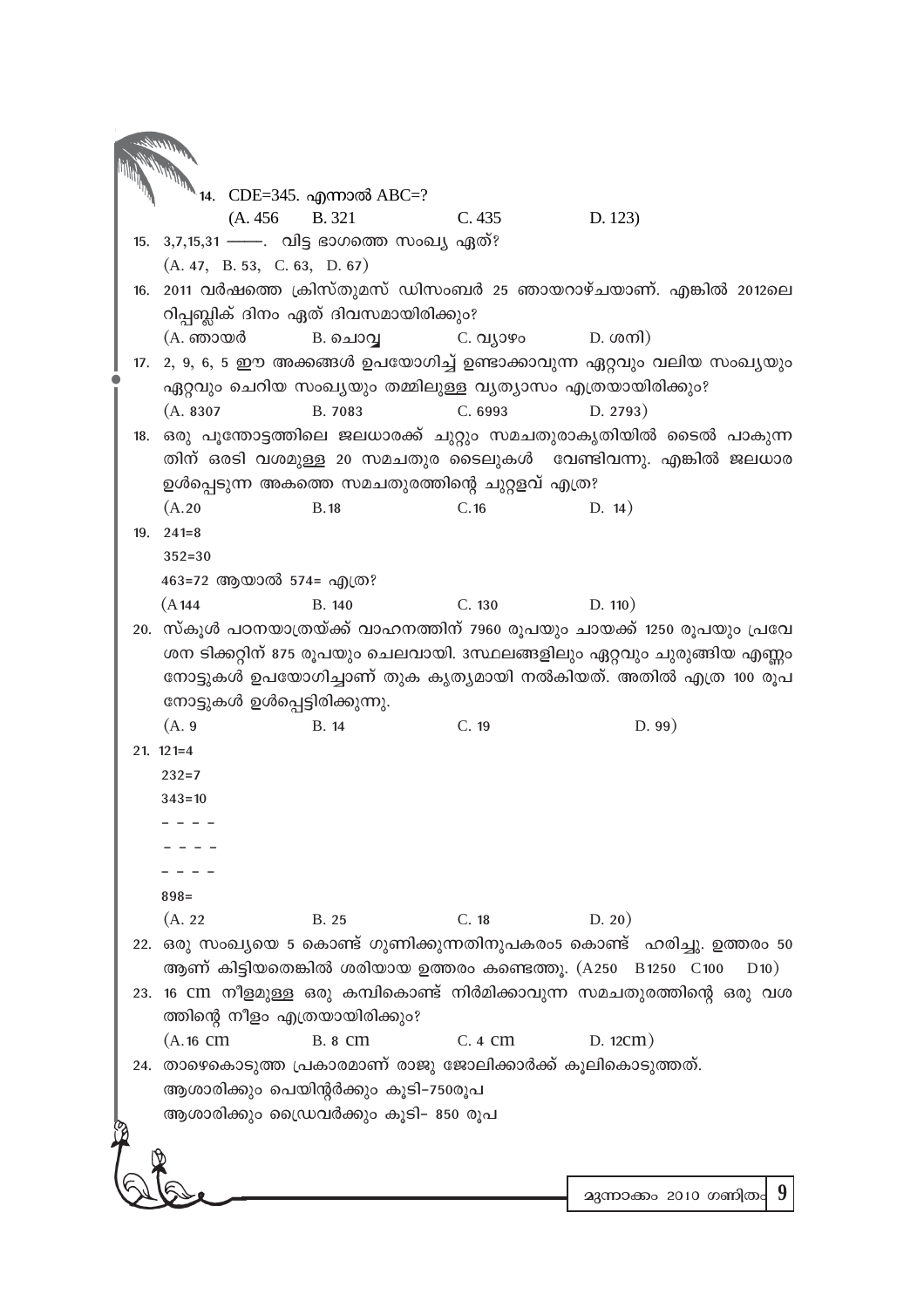14. CDE=345. എന്നാൽ ABC=?

(A. 456 B. 321 C. 435 D. 123)

15. 3,7,15,31 ——. വിട്ട ഭാഗത്തെ സംഖ്യ ഏത്?

(A. 47, B. 53, C. 63, D. 67)

16. 2011 വർഷത്തെ ക്രിസ്തുമസ് ഡിസംബർ 25 ഞായറാഴ്ചയാണ്. എങ്കിൽ 2012ലെ റിപ്പബ്ലിക് ദിനം ഏത് ദിവസമായിരിക്കും?

(A. ഞായർ B. ചൊവ്വ C. വ്യാഴം D. ശനി)

17. 2, 9, 6, 5 ഈ അക്കങ്ങൾ ഉപയോഗിച്ച് ഉണ്ടാക്കാവുന്ന ഏറ്റവും വലിയ സംഖ്യയും ഏറ്റവും ചെറിയ സംഖ്യയും തമ്മിലുള്ള വ്യത്യാസം എത്രയായിരിക്കും?

(A. 8307 B. 7083 C. 6993 D. 2793)

18. ഒരു പൂന്തോട്ടത്തിലെ ജലധാരക്ക് ചുറ്റും സമചതുരാകൃതിയിൽ ടൈൽ പാകുന്നതിന് ഒരടി വശമുള്ള 20 സമചതുര ടൈലുകൾ വേണ്ടിവന്നു. എങ്കിൽ ജലധാര ഉൾപ്പെടുന്ന അകത്തെ സമചതുരത്തിന്റെ ചുറ്റളവ് എത്ര?

(A.20 B.18 C.16 D. 14)

19. 241=8

352=30

463=72 ആയാൽ 574= എത്ര?

(A 144 B. 140 C. 130 D. 110)

20. സ്കൂൾ പഠനയാത്രയ്ക്ക് വാഹനത്തിന് 7960 രൂപയും ചായക്ക് 1250 രൂപയും പ്രവേശന ടിക്കറ്റിന് 875 രൂപയും ചെലവായി. 3സ്ഥലങ്ങളിലും ഏറ്റവും ചുരുങ്ങിയ എണ്ണം നോട്ടുകൾ ഉപയോഗിച്ചാണ് തുക കൃത്യമായി നൽകിയത്. അതിൽ എത്ര 100 രൂപ നോട്ടുകൾ ഉൾപ്പെട്ടിരിക്കുന്നു.

(A. 9 B. 14 C. 19 D. 99)

21. 121=4

232=7

343=10

\- - - -

\- - - -

\- - - -

898=

(A. 22 B. 25 C. 18 D. 20)

22. ഒരു സംഖ്യയെ 5 കൊണ്ട് ഗുണിക്കുന്നതിനുപകരം5 കൊണ്ട് ഹരിച്ചു. ഉത്തരം 50 ആണ് കിട്ടിയതെങ്കിൽ ശരിയായ ഉത്തരം കണ്ടെത്തൂ. (A250 B1250 C100 D10)

23. 16 cm നീളമുള്ള ഒരു കമ്പികൊണ്ട് നിർമിക്കാവുന്ന സമചതുരത്തിന്റെ ഒരു വശത്തിന്റെ നീളം എത്രയായിരിക്കും?

(A.16 cm B. 8 cm C. 4 cm D. 12cm)

24. താഴെകൊടുത്ത പ്രകാരമാണ് രാജു ജോലിക്കാർക്ക് കൂലികൊടുത്തത്.

ആശാരിക്കും പെയിന്റർക്കും കൂടി-750രൂപ

ആശാരിക്കും ഡ്രൈവർക്കും കൂടി- 850 രൂപ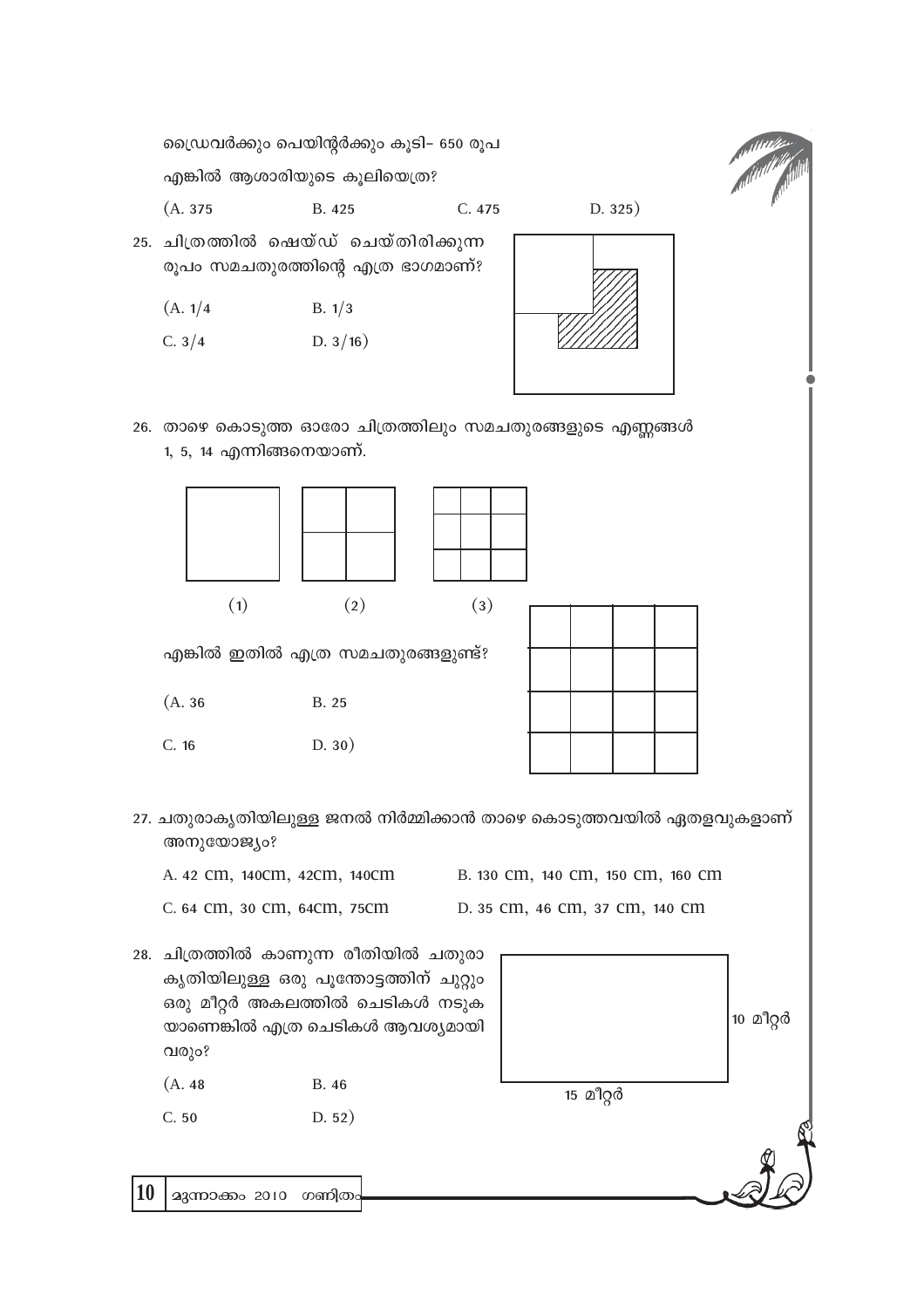ഡ്രൈവർക്കും പെയിന്റർക്കും കൂടി– 650 രൂപ

എങ്കിൽ ആശാരിയുടെ കൂലിയെത്ര?

(A. 375 &nbsp;&nbsp;&nbsp;&nbsp; B. 425 &nbsp;&nbsp;&nbsp;&nbsp; C. 475 &nbsp;&nbsp;&nbsp;&nbsp; D. 325)

25. ചിത്രത്തിൽ ഷെയ്ഡ് ചെയ്തിരിക്കുന്ന രൂപം സമചതുരത്തിന്റെ എത്ര ഭാഗമാണ്?

    (A. $1/4$ &nbsp;&nbsp;&nbsp;&nbsp; B. $1/3$

    C. $3/4$ &nbsp;&nbsp;&nbsp;&nbsp; D. $3/16$)

26. താഴെ കൊടുത്ത ഓരോ ചിത്രത്തിലും സമചതുരങ്ങളുടെ എണ്ണങ്ങൾ 1, 5, 14 എന്നിങ്ങനെയാണ്.

    (1) &nbsp;&nbsp;&nbsp;&nbsp; (2) &nbsp;&nbsp;&nbsp;&nbsp; (3)

    എങ്കിൽ ഇതിൽ എത്ര സമചതുരങ്ങളുണ്ട്?

    (A. 36 &nbsp;&nbsp;&nbsp;&nbsp; B. 25

    C. 16 &nbsp;&nbsp;&nbsp;&nbsp; D. 30)

27. ചതുരാകൃതിയിലുള്ള ജനൽ നിർമ്മിക്കാൻ താഴെ കൊടുത്തവയിൽ ഏതളവുകളാണ് അനുയോജ്യം?

    A. 42 cm, 140cm, 42cm, 140cm &nbsp;&nbsp;&nbsp;&nbsp; B. 130 cm, 140 cm, 150 cm, 160 cm

    C. 64 cm, 30 cm, 64cm, 75cm &nbsp;&nbsp;&nbsp;&nbsp; D. 35 cm, 46 cm, 37 cm, 140 cm

28. ചിത്രത്തിൽ കാണുന്ന രീതിയിൽ ചതുരാകൃതിയിലുള്ള ഒരു പൂന്തോട്ടത്തിന് ചുറ്റും ഒരു മീറ്റർ അകലത്തിൽ ചെടികൾ നടുകയാണെങ്കിൽ എത്ര ചെടികൾ ആവശ്യമായി വരും?

    10 മീറ്റർ

    15 മീറ്റർ

    (A. 48 &nbsp;&nbsp;&nbsp;&nbsp; B. 46

    C. 50 &nbsp;&nbsp;&nbsp;&nbsp; D. 52)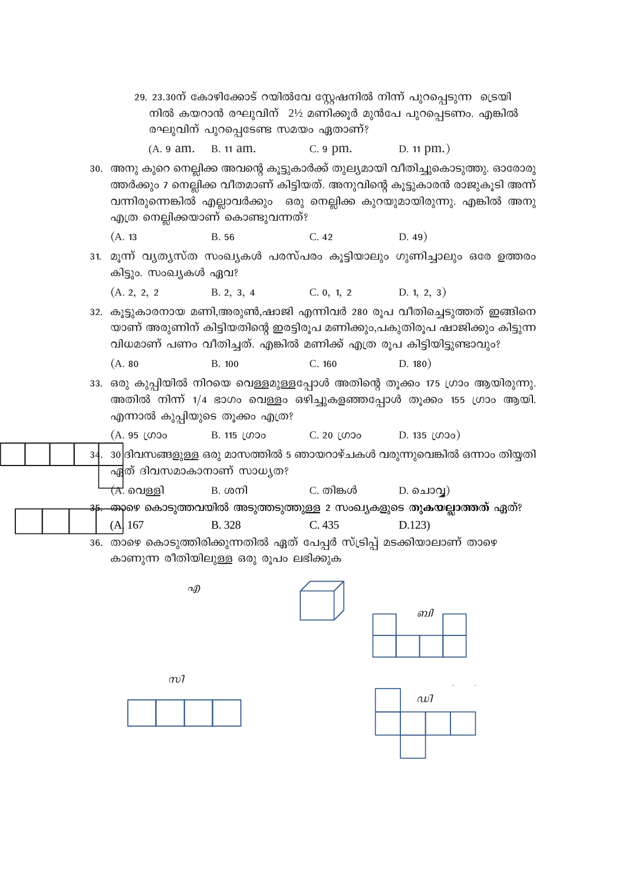29. 23.30ന് കോഴിക്കോട് റയിൽവേ സ്റ്റേഷനിൽ നിന്ന് പുറപ്പെടുന്ന ട്രെയിനിൽ കയറാൻ രഘുവിന് 2½ മണിക്കൂർ മുൻപേ പുറപ്പെടണം. എങ്കിൽ രഘുവിന് പുറപ്പെടേണ്ട സമയം ഏതാണ്?

(A. 9 am. B. 11 am. C. 9 pm. D. 11 pm.)

30. അനു കുറെ നെല്ലിക്ക അവന്റെ കൂട്ടുകാർക്ക് തുല്യമായി വീതിച്ചുകൊടുത്തു. ഓരോരുത്തർക്കും 7 നെല്ലിക്ക വീതമാണ് കിട്ടിയത്. അനുവിന്റെ കൂട്ടുകാരൻ രാജുകൂടി അന്ന് വന്നിരുന്നെങ്കിൽ എല്ലാവർക്കും ഒരു നെല്ലിക്ക കുറയുമായിരുന്നു. എങ്കിൽ അനു എത്ര നെല്ലിക്കയാണ് കൊണ്ടുവന്നത്?

(A. 13 B. 56 C. 42 D. 49)

31. മൂന്ന് വ്യത്യസ്ത സംഖ്യകൾ പരസ്പരം കൂട്ടിയാലും ഗുണിച്ചാലും ഒരേ ഉത്തരം കിട്ടും. സംഖ്യകൾ ഏവ?

(A. 2, 2, 2 B. 2, 3, 4 C. 0, 1, 2 D. 1, 2, 3)

32. കൂട്ടുകാരനായ മണി,അരുൺ,ഷാജി എന്നിവർ 280 രൂപ വീതിച്ചെടുത്തത് ഇങ്ങിനെയാണ് അരുണിന് കിട്ടിയതിന്റെ ഇരട്ടിരൂപ മണിക്കും,പകുതിരൂപ ഷാജിക്കും കിട്ടുന്ന വിധമാണ് പണം വീതിച്ചത്. എങ്കിൽ മണിക്ക് എത്ര രൂപ കിട്ടിയിട്ടുണ്ടാവും?

(A. 80 B. 100 C. 160 D. 180)

33. ഒരു കുപ്പിയിൽ നിറയെ വെള്ളമുള്ളപ്പോൾ അതിന്റെ തൂക്കം 175 ഗ്രാം ആയിരുന്നു. അതിൽ നിന്ന് 1/4 ഭാഗം വെള്ളം ഒഴിച്ചുകളഞ്ഞപ്പോൾ തൂക്കം 155 ഗ്രാം ആയി. എന്നാൽ കുപ്പിയുടെ തൂക്കം എത്ര?

(A. 95 ഗ്രാം B. 115 ഗ്രാം C. 20 ഗ്രാം D. 135 ഗ്രാം)

34. 30 ദിവസങ്ങളുള്ള ഒരു മാസത്തിൽ 5 ഞായറാഴ്ചകൾ വരുന്നുവെങ്കിൽ ഒന്നാം തിയ്യതി ഏത് ദിവസമാകാനാണ് സാധ്യത?

(A. വെള്ളി B. ശനി C. തിങ്കൾ D. ചൊവ്വ)

35. താഴെ കൊടുത്തവയിൽ അടുത്തടുത്തുള്ള 2 സംഖ്യകളുടെ **തുകയല്ലാത്തത്** ഏത്?

(A 167 B. 328 C. 435 D.123)

36. താഴെ കൊടുത്തിരിക്കുന്നതിൽ ഏത് പേപ്പർ സ്ട്രിപ്പ് മടക്കിയാലാണ് താഴെ കാണുന്ന രീതിയിലുള്ള ഒരു രൂപം ലഭിക്കുക

എ

ബി

സി

ഡി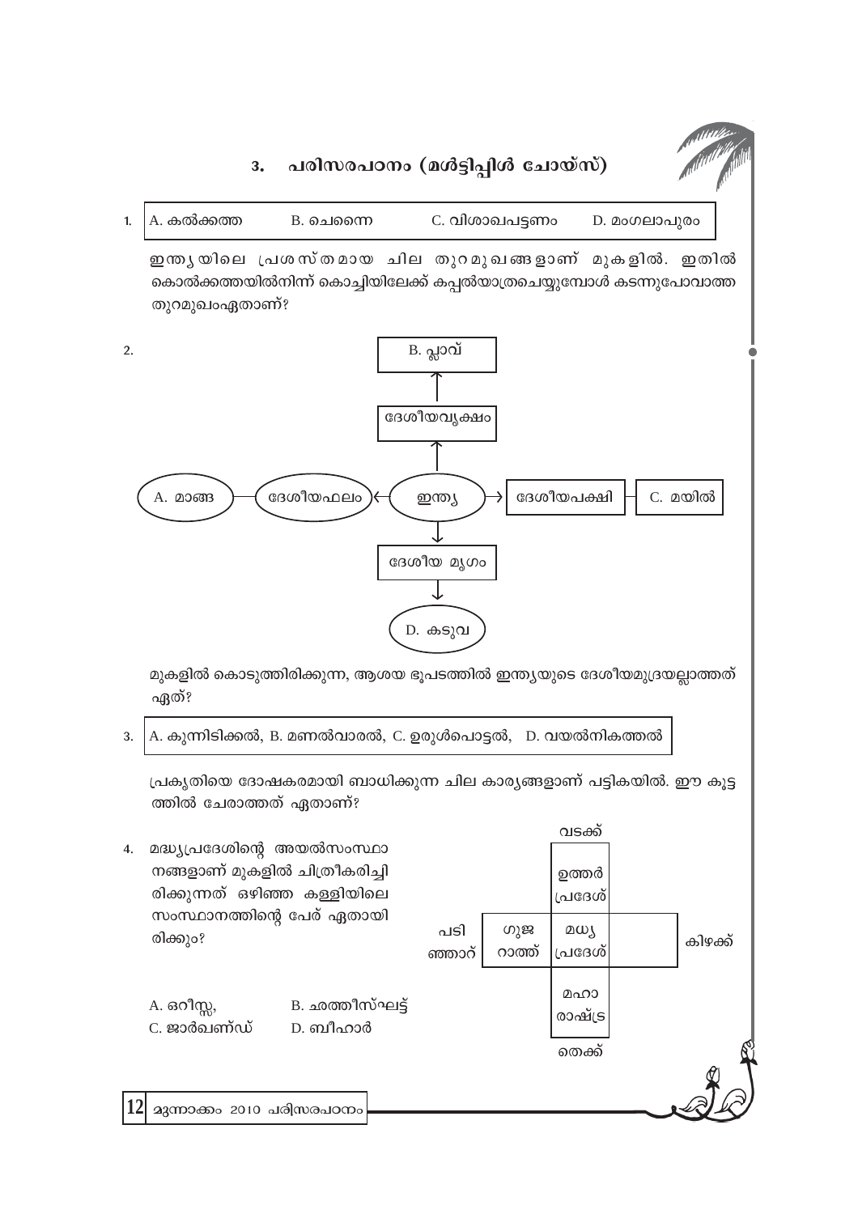## 3. പരിസരപഠനം (മൾട്ടിപ്പിൾ ചോയ്സ്)

1. A. കൽക്കത്ത B. ചെന്നൈ C. വിശാഖപട്ടണം D. മംഗലാപുരം

ഇന്ത്യയിലെ പ്രശസ്തമായ ചില തുറമുഖങ്ങളാണ് മുകളിൽ. ഇതിൽ കൊൽക്കത്തയിൽനിന്ന് കൊച്ചിയിലേക്ക് കപ്പൽയാത്രചെയ്യുമ്പോൾ കടന്നുപോവാത്ത തുറമുഖംഏതാണ്?

2.

- ഇന്ത്യ → ദേശീയവൃക്ഷം → B. പ്ലാവ്
- ഇന്ത്യ → ദേശീയഫലം — A. മാങ്ങ
- ഇന്ത്യ → ദേശീയപക്ഷി — C. മയിൽ
- ഇന്ത്യ → ദേശീയ മൃഗം → D. കടുവ

മുകളിൽ കൊടുത്തിരിക്കുന്ന, ആശയ ഭൂപടത്തിൽ ഇന്ത്യയുടെ ദേശീയമുദ്രയല്ലാത്തത് ഏത്?

3. A. കുന്നിടിക്കൽ, B. മണൽവാരൽ, C. ഉരുൾപൊട്ടൽ, D. വയൽനികത്തൽ

പ്രകൃതിയെ ദോഷകരമായി ബാധിക്കുന്ന ചില കാര്യങ്ങളാണ് പട്ടികയിൽ. ഈ കൂട്ടത്തിൽ ചേരാത്തത് ഏതാണ്?

4. മധ്യപ്രദേശിന്റെ അയൽസംസ്ഥാനങ്ങളാണ് മുകളിൽ ചിത്രീകരിച്ചിരിക്കുന്നത് ഒഴിഞ്ഞ കള്ളിയിലെ സംസ്ഥാനത്തിന്റെ പേര് ഏതായിരിക്കും?

| | വടക്ക് | | |
|---|---|---|---|
| | ഉത്തർ പ്രദേശ് | | |
| പടിഞ്ഞാറ് ഗുജറാത്ത് | മധ്യ പ്രദേശ് | | കിഴക്ക് |
| | മഹാരാഷ്ട്ര | | |
| | തെക്ക് | | |

A. ഒറീസ്സ, B. ഛത്തീസ്ഘട്ട്
C. ജാർഖണ്ഡ് D. ബീഹാർ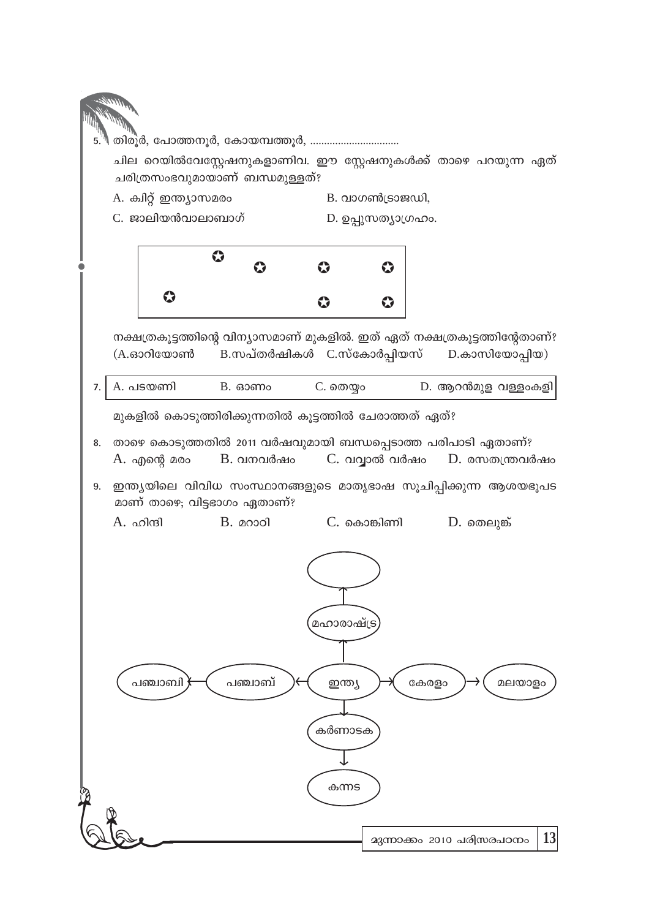5. തിരൂർ, പോത്തനൂർ, കോയമ്പത്തൂർ, ................................

ചില റെയിൽവേസ്റ്റേഷനുകളാണിവ. ഈ സ്റ്റേഷനുകൾക്ക് താഴെ പറയുന്ന ഏത് ചരിത്രസംഭവുമായാണ് ബന്ധമുള്ളത്?

A. ക്വിറ്റ് ഇന്ത്യാസമരം
B. വാഗൺട്രാജഡി,
C. ജാലിയൻവാലാബാഗ്
D. ഉപ്പുസത്യാഗ്രഹം.

നക്ഷത്രകൂട്ടത്തിന്റെ വിന്യാസമാണ് മുകളിൽ. ഇത് ഏത് നക്ഷത്രകൂട്ടത്തിന്റേതാണ്? (A.ഓറിയോൺ B.സപ്തർഷികൾ C.സ്കോർപ്പിയസ് D.കാസിയോപ്പിയ)

7.

| A. പടയണി | B. ഓണം | C. തെയ്യം | D. ആറൻമുള വള്ളംകളി |
|---|---|---|---|

മുകളിൽ കൊടുത്തിരിക്കുന്നതിൽ കൂട്ടത്തിൽ ചേരാത്തത് ഏത്?

8. താഴെ കൊടുത്തതിൽ 2011 വർഷവുമായി ബന്ധപ്പെടാത്ത പരിപാടി ഏതാണ്?

A. എന്റെ മരം
B. വനവർഷം
C. വവ്വാൽ വർഷം
D. രസതന്ത്രവർഷം

9. ഇന്ത്യയിലെ വിവിധ സംസ്ഥാനങ്ങളുടെ മാതൃഭാഷ സൂചിപ്പിക്കുന്ന ആശയഭൂപടമാണ് താഴെ; വിട്ടഭാഗം ഏതാണ്?

A. ഹിന്ദി
B. മറാഠി
C. കൊങ്കിണി
D. തെലുങ്ക്

- ഇന്ത്യ → മഹാരാഷ്ട്ര → ( )
- ഇന്ത്യ → പഞ്ചാബ് → പഞ്ചാബി
- ഇന്ത്യ → കേരളം → മലയാളം
- ഇന്ത്യ → കർണാടക → കന്നട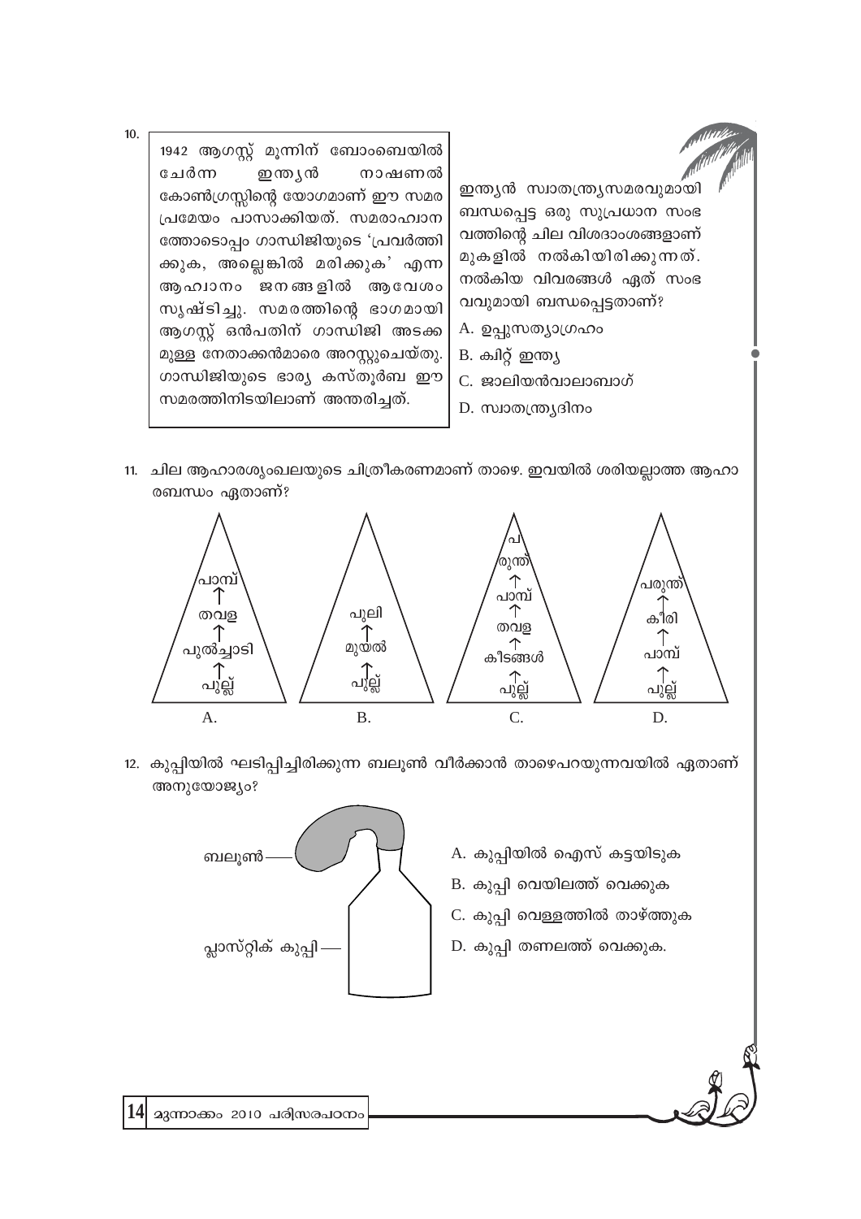10.

> 1942 ആഗസ്റ്റ് മൂന്നിന് ബോംബെയിൽ ചേർന്ന ഇന്ത്യൻ നാഷണൽ കോൺഗ്രസ്സിന്റെ യോഗമാണ് ഈ സമര പ്രമേയം പാസാക്കിയത്. സമരാഹ്വാന ത്തോടൊപ്പം ഗാന്ധിജിയുടെ 'പ്രവർത്തി ക്കുക, അല്ലെങ്കിൽ മരിക്കുക' എന്ന ആഹ്വാനം ജനങ്ങളിൽ ആവേശം സൃഷ്ടിച്ചു. സമരത്തിന്റെ ഭാഗമായി ആഗസ്റ്റ് ഒൻപതിന് ഗാന്ധിജി അടക്ക മുള്ള നേതാക്കൻമാരെ അറസ്റ്റുചെയ്തു. ഗാന്ധിജിയുടെ ഭാര്യ കസ്തൂർബ ഈ സമരത്തിനിടയിലാണ് അന്തരിച്ചത്.

ഇന്ത്യൻ സ്വാതന്ത്ര്യസമരവുമായി ബന്ധപ്പെട്ട ഒരു സുപ്രധാന സംഭ വത്തിന്റെ ചില വിശദാംശങ്ങളാണ് മുകളിൽ നൽകിയിരിക്കുന്നത്. നൽകിയ വിവരങ്ങൾ ഏത് സംഭ വവുമായി ബന്ധപ്പെട്ടതാണ്?

A. ഉപ്പുസത്യാഗ്രഹം

B. ക്വിറ്റ് ഇന്ത്യ

C. ജാലിയൻവാലാബാഗ്

D. സ്വാതന്ത്ര്യദിനം

11. ചില ആഹാരശൃംഖലയുടെ ചിത്രീകരണമാണ് താഴെ. ഇവയിൽ ശരിയല്ലാത്ത ആഹാ രബന്ധം ഏതാണ്?

A. പുല്ല് → പുൽച്ചാടി → തവള → പാമ്പ്

B. പുല്ല് → മുയൽ → പുലി

C. പുല്ല് → കീടങ്ങൾ → തവള → പാമ്പ് → പരുന്ത്

D. പുല്ല് → പാമ്പ് → കീരി → പരുന്ത്

12. കുപ്പിയിൽ ഘടിപ്പിച്ചിരിക്കുന്ന ബലൂൺ വീർക്കാൻ താഴെപറയുന്നവയിൽ ഏതാണ് അനുയോജ്യം?

(ബലൂൺ, പ്ലാസ്റ്റിക് കുപ്പി)

A. കുപ്പിയിൽ ഐസ് കട്ടയിടുക

B. കുപ്പി വെയിലത്ത് വെക്കുക

C. കുപ്പി വെള്ളത്തിൽ താഴ്ത്തുക

D. കുപ്പി തണലത്ത് വെക്കുക.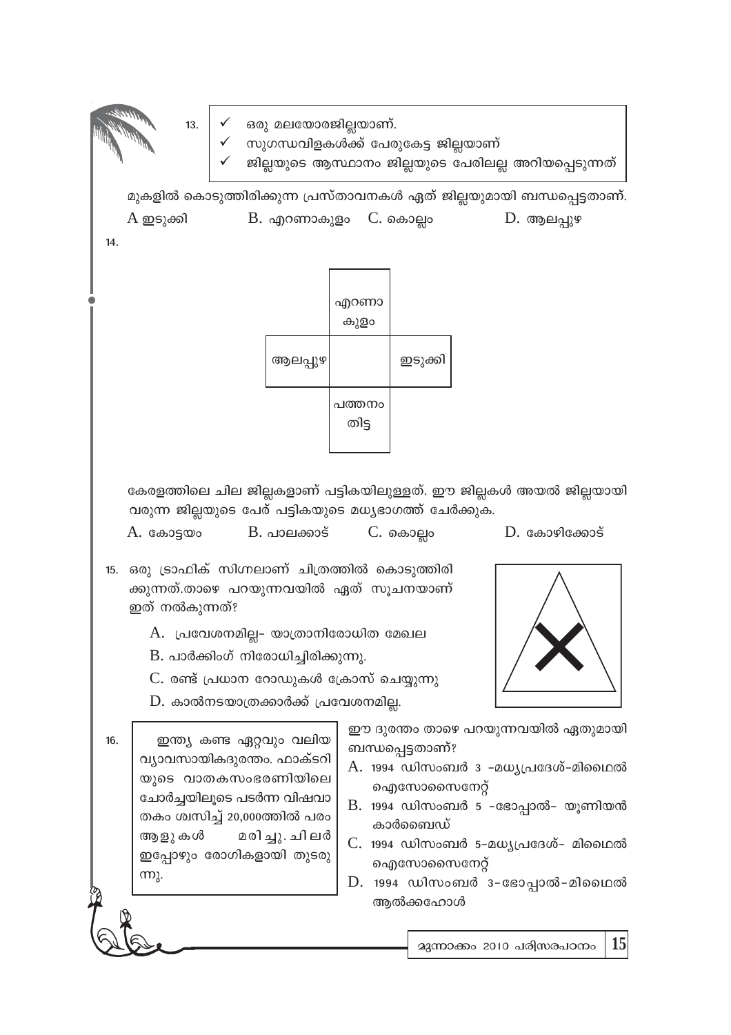13.
- ✓ ഒരു മലയോരജില്ലയാണ്.
- ✓ സുഗന്ധവിളകൾക്ക് പേരുകേട്ട ജില്ലയാണ്
- ✓ ജില്ലയുടെ ആസ്ഥാനം ജില്ലയുടെ പേരിലല്ല അറിയപ്പെടുന്നത്

മുകളിൽ കൊടുത്തിരിക്കുന്ന പ്രസ്താവനകൾ ഏത് ജില്ലയുമായി ബന്ധപ്പെട്ടതാണ്.

A ഇടുക്കി B. എറണാകുളം C. കൊല്ലം D. ആലപ്പുഴ

14.

| | | |
|---|---|---|
| | എറണാകുളം | |
| ആലപ്പുഴ | | ഇടുക്കി |
| | പത്തനംതിട്ട | |

കേരളത്തിലെ ചില ജില്ലകളാണ് പട്ടികയിലുള്ളത്. ഈ ജില്ലകൾ അയൽ ജില്ലയായി വരുന്ന ജില്ലയുടെ പേര് പട്ടികയുടെ മധ്യഭാഗത്ത് ചേർക്കുക.

A. കോട്ടയം B. പാലക്കാട് C. കൊല്ലം D. കോഴിക്കോട്

15. ഒരു ട്രാഫിക് സിഗ്നലാണ് ചിത്രത്തിൽ കൊടുത്തിരിക്കുന്നത്.താഴെ പറയുന്നവയിൽ ഏത് സൂചനയാണ് ഇത് നൽകുന്നത്?

A. പ്രവേശനമില്ല- യാത്രാനിരോധിത മേഖല

B. പാർക്കിംഗ് നിരോധിച്ചിരിക്കുന്നു.

C. രണ്ട് പ്രധാന റോഡുകൾ ക്രോസ് ചെയ്യുന്നു

D. കാൽനടയാത്രക്കാർക്ക് പ്രവേശനമില്ല.

16.

> ഇന്ത്യ കണ്ട ഏറ്റവും വലിയ വ്യാവസായികദുരന്തം. ഫാക്ടറിയുടെ വാതകസംഭരണിയിലെ ചോർച്ചയിലൂടെ പടർന്ന വിഷവാതകം ശ്വസിച്ച് 20,000ത്തിൽ പരം ആളുകൾ മരിച്ചു. ചിലർ ഇപ്പോഴും രോഗികളായി തുടരുന്നു.

ഈ ദുരന്തം താഴെ പറയുന്നവയിൽ ഏതുമായി ബന്ധപ്പെട്ടതാണ്?

A. 1994 ഡിസംബർ 3 -മധ്യപ്രദേശ്-മിഥൈൽ ഐസോസൈനേറ്റ്

B. 1994 ഡിസംബർ 5 -ഭോപ്പാൽ- യൂണിയൻ കാർബൈഡ്

C. 1994 ഡിസംബർ 5-മധ്യപ്രദേശ്- മിഥൈൽ ഐസോസൈനേറ്റ്

D. 1994 ഡിസംബർ 3-ഭോപ്പാൽ-മിഥൈൽ ആൽക്കഹോൾ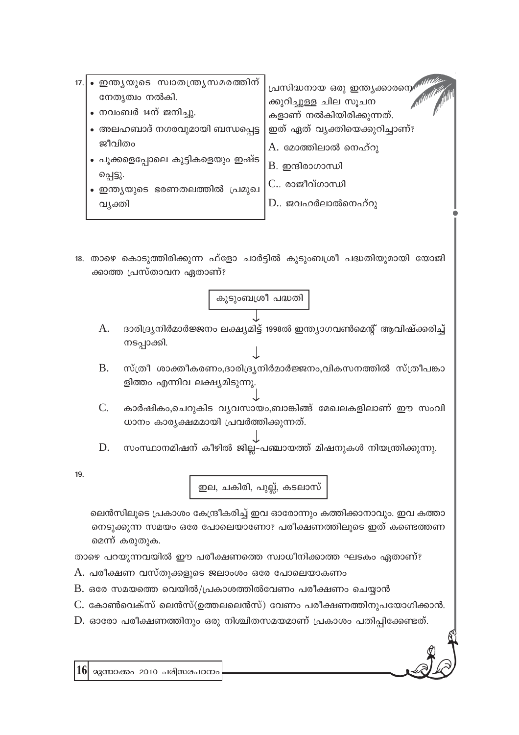17.

- ഇന്ത്യയുടെ സ്വാതന്ത്ര്യസമരത്തിന് നേതൃത്വം നൽകി.
- നവംബർ 14ന് ജനിച്ചു.
- അലഹബാദ് നഗരവുമായി ബന്ധപ്പെട്ട ജീവിതം
- പൂക്കളെപ്പോലെ കുട്ടികളെയും ഇഷ്ടപ്പെട്ടു.
- ഇന്ത്യയുടെ ഭരണതലത്തിൽ പ്രമുഖ വ്യക്തി

പ്രസിദ്ധനായ ഒരു ഇന്ത്യക്കാരനെക്കുറിച്ചുള്ള ചില സൂചനകളാണ് നൽകിയിരിക്കുന്നത്. ഇത് ഏത് വ്യക്തിയെക്കുറിച്ചാണ്?

A. മോത്തിലാൽ നെഹ്റു

B. ഇന്ദിരാഗാന്ധി

C.. രാജീവ്ഗാന്ധി

D.. ജവഹർലാൽനെഹ്റു

18. താഴെ കൊടുത്തിരിക്കുന്ന ഫ്ളോ ചാർട്ടിൽ കുടുംബശ്രീ പദ്ധതിയുമായി യോജിക്കാത്ത പ്രസ്താവന ഏതാണ്?

കുടുംബശ്രീ പദ്ധതി

↓

A. ദാരിദ്ര്യനിർമാർജ്ജനം ലക്ഷ്യമിട്ട് 1998ൽ ഇന്ത്യാഗവൺമെന്റ് ആവിഷ്ക്കരിച്ച് നടപ്പാക്കി.

↓

B. സ്ത്രീ ശാക്തീകരണം,ദാരിദ്ര്യനിർമാർജ്ജനം,വികസനത്തിൽ സ്ത്രീപങ്കാളിത്തം എന്നിവ ലക്ഷ്യമിടുന്നു.

↓

C. കാർഷികം,ചെറുകിട വ്യവസായം,ബാങ്കിങ്ങ് മേഖലകളിലാണ് ഈ സംവിധാനം കാര്യക്ഷമമായി പ്രവർത്തിക്കുന്നത്.

↓

D. സംസ്ഥാനമിഷന് കീഴിൽ ജില്ല-പഞ്ചായത്ത് മിഷനുകൾ നിയന്ത്രിക്കുന്നു.

19.

ഇല, ചകിരി, പുല്ല്, കടലാസ്

ലെൻസിലൂടെ പ്രകാശം കേന്ദ്രീകരിച്ച് ഇവ ഓരോന്നും കത്തിക്കാനാവും. ഇവ കത്താനെടുക്കുന്ന സമയം ഒരേ പോലെയാണോ? പരീക്ഷണത്തിലൂടെ ഇത് കണ്ടെത്തണമെന്ന് കരുതുക.

താഴെ പറയുന്നവയിൽ ഈ പരീക്ഷണത്തെ സ്വാധീനിക്കാത്ത ഘടകം ഏതാണ്?

A. പരീക്ഷണ വസ്തുക്കളുടെ ജലാംശം ഒരേ പോലെയാകണം

B. ഒരേ സമയത്തെ വെയിൽ/പ്രകാശത്തിൽവേണം പരീക്ഷണം ചെയ്യാൻ

C. കോൺവെക്സ് ലെൻസ്(ഉത്തലലെൻസ്) വേണം പരീക്ഷണത്തിനുപയോഗിക്കാൻ.

D. ഓരോ പരീക്ഷണത്തിനും ഒരു നിശ്ചിതസമയമാണ് പ്രകാശം പതിപ്പിക്കേണ്ടത്.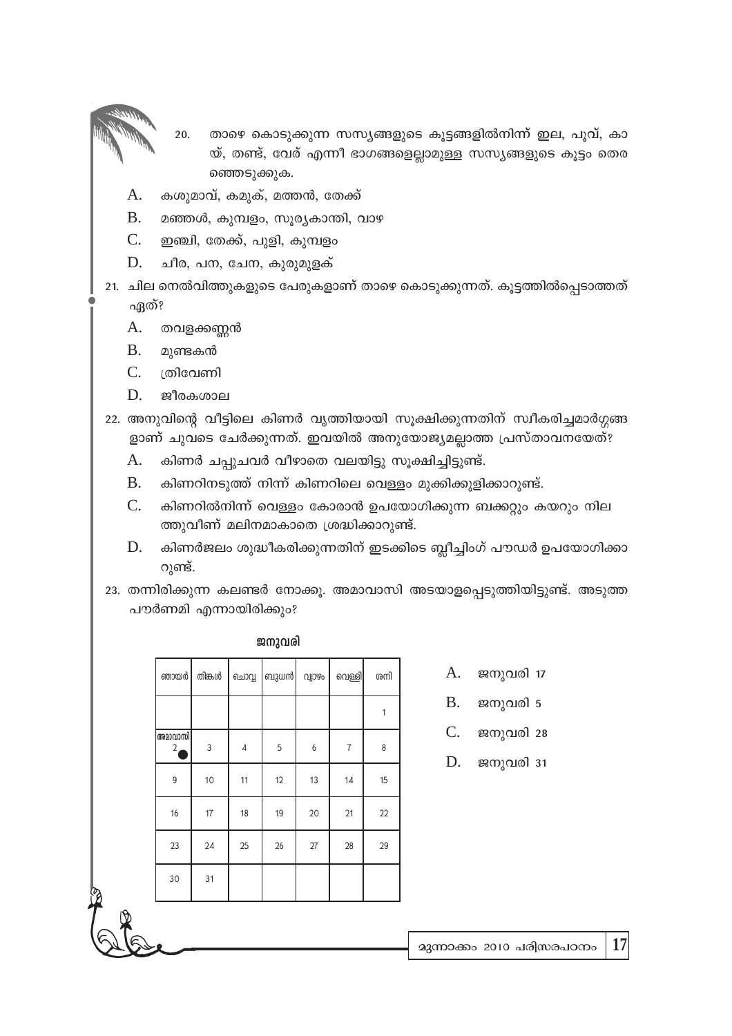20. താഴെ കൊടുക്കുന്ന സസ്യങ്ങളുടെ കൂട്ടങ്ങളിൽനിന്ന് ഇല, പൂവ്, കായ്, തണ്ട്, വേര് എന്നീ ഭാഗങ്ങളെല്ലാമുള്ള സസ്യങ്ങളുടെ കൂട്ടം തെരഞ്ഞെടുക്കുക.

A. കശുമാവ്, കമുക്, മത്തൻ, തേക്ക്
B. മഞ്ഞൾ, കുമ്പളം, സൂര്യകാന്തി, വാഴ
C. ഇഞ്ചി, തേക്ക്, പുളി, കുമ്പളം
D. ചീര, പന, ചേന, കുരുമുളക്

21. ചില നെൽവിത്തുകളുടെ പേരുകളാണ് താഴെ കൊടുക്കുന്നത്. കൂട്ടത്തിൽപ്പെടാത്തത് ഏത്?

A. തവളക്കണ്ണൻ
B. മുണ്ടകൻ
C. ത്രിവേണി
D. ജീരകശാല

22. അനുവിന്റെ വീട്ടിലെ കിണർ വൃത്തിയായി സൂക്ഷിക്കുന്നതിന് സ്വീകരിച്ചമാർഗ്ഗങ്ങളാണ് ചുവടെ ചേർക്കുന്നത്. ഇവയിൽ അനുയോജ്യമല്ലാത്ത പ്രസ്താവനയേത്?

A. കിണർ ചപ്പുചവർ വീഴാതെ വലയിട്ടു സൂക്ഷിച്ചിട്ടുണ്ട്.
B. കിണറിനടുത്ത് നിന്ന് കിണറിലെ വെള്ളം മുക്കിക്കുളിക്കാറുണ്ട്.
C. കിണറിൽനിന്ന് വെള്ളം കോരാൻ ഉപയോഗിക്കുന്ന ബക്കറ്റും കയറും നിലത്തുവീണ് മലിനമാകാതെ ശ്രദ്ധിക്കാറുണ്ട്.
D. കിണർജലം ശുദ്ധീകരിക്കുന്നതിന് ഇടക്കിടെ ബ്ലീച്ചിംഗ് പൗഡർ ഉപയോഗിക്കാറുണ്ട്.

23. തന്നിരിക്കുന്ന കലണ്ടർ നോക്കൂ. അമാവാസി അടയാളപ്പെടുത്തിയിട്ടുണ്ട്. അടുത്ത പൗർണമി എന്നായിരിക്കും?

ജനുവരി

| ഞായർ | തിങ്കൾ | ചൊവ്വ | ബുധൻ | വ്യാഴം | വെള്ളി | ശനി |
|---|---|---|---|---|---|---|
| | | | | | | 1 |
| അമാവാസി 2 ● | 3 | 4 | 5 | 6 | 7 | 8 |
| 9 | 10 | 11 | 12 | 13 | 14 | 15 |
| 16 | 17 | 18 | 19 | 20 | 21 | 22 |
| 23 | 24 | 25 | 26 | 27 | 28 | 29 |
| 30 | 31 | | | | | |

A. ജനുവരി 17
B. ജനുവരി 5
C. ജനുവരി 28
D. ജനുവരി 31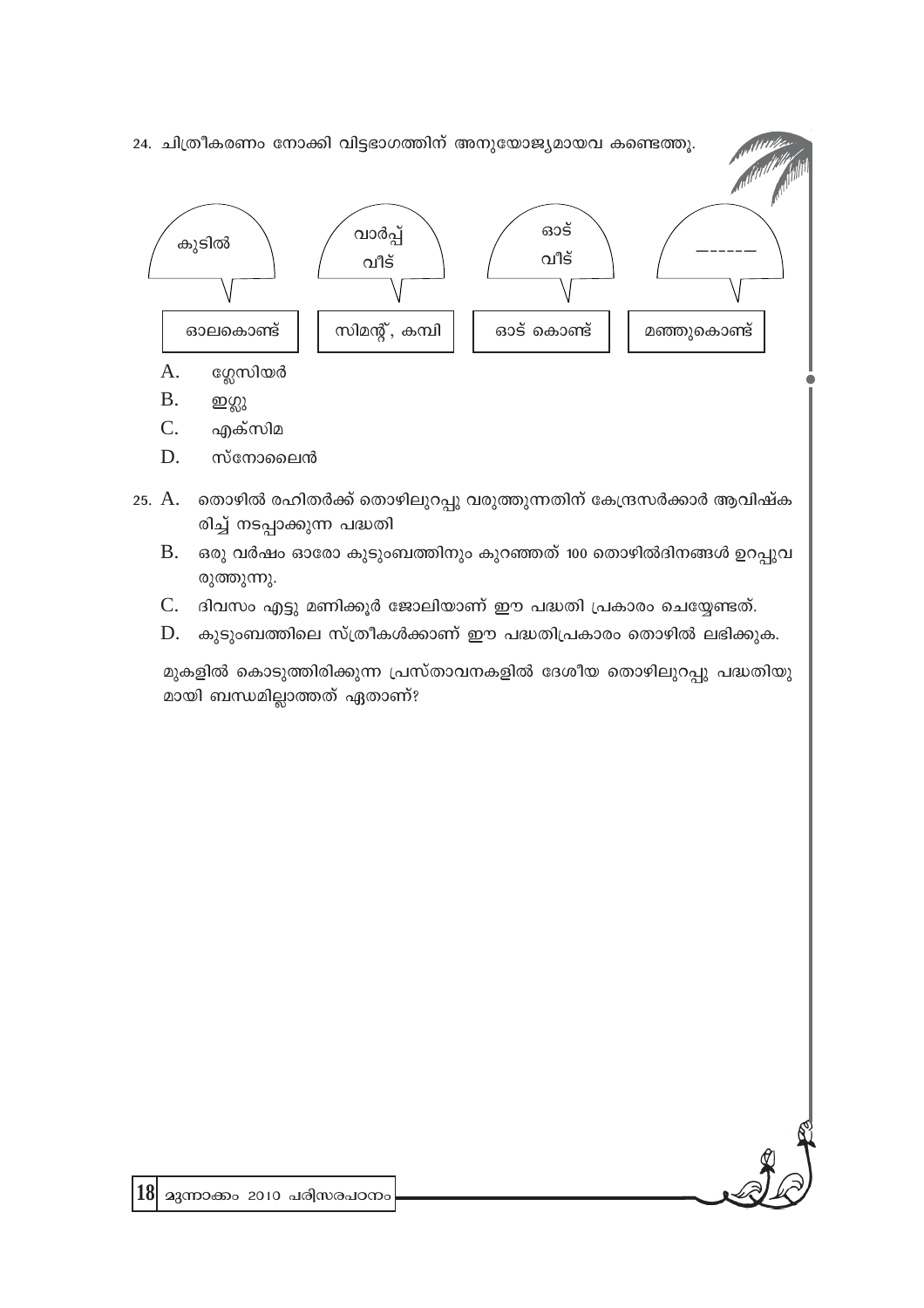24. ചിത്രീകരണം നോക്കി വിട്ടഭാഗത്തിന് അനുയോജ്യമായവ കണ്ടെത്തൂ.

| കുടിൽ | വാർപ്പ് വീട് | ഓട് വീട് | ------ |
|---|---|---|---|
| ഓലകൊണ്ട് | സിമന്റ്, കമ്പി | ഓട് കൊണ്ട് | മഞ്ഞുകൊണ്ട് |

A. ഗ്ലേസിയർ

B. ഇഗ്ലൂ

C. എക്സിമ

D. സ്നോലൈൻ

25. A. തൊഴിൽ രഹിതർക്ക് തൊഴിലുറപ്പു വരുത്തുന്നതിന് കേന്ദ്രസർക്കാർ ആവിഷ്കരിച്ച് നടപ്പാക്കുന്ന പദ്ധതി

B. ഒരു വർഷം ഓരോ കുടുംബത്തിനും കുറഞ്ഞത് 100 തൊഴിൽദിനങ്ങൾ ഉറപ്പുവരുത്തുന്നു.

C. ദിവസം എട്ടു മണിക്കൂർ ജോലിയാണ് ഈ പദ്ധതി പ്രകാരം ചെയ്യേണ്ടത്.

D. കുടുംബത്തിലെ സ്ത്രീകൾക്കാണ് ഈ പദ്ധതിപ്രകാരം തൊഴിൽ ലഭിക്കുക.

മുകളിൽ കൊടുത്തിരിക്കുന്ന പ്രസ്താവനകളിൽ ദേശീയ തൊഴിലുറപ്പു പദ്ധതിയുമായി ബന്ധമില്ലാത്തത് ഏതാണ്?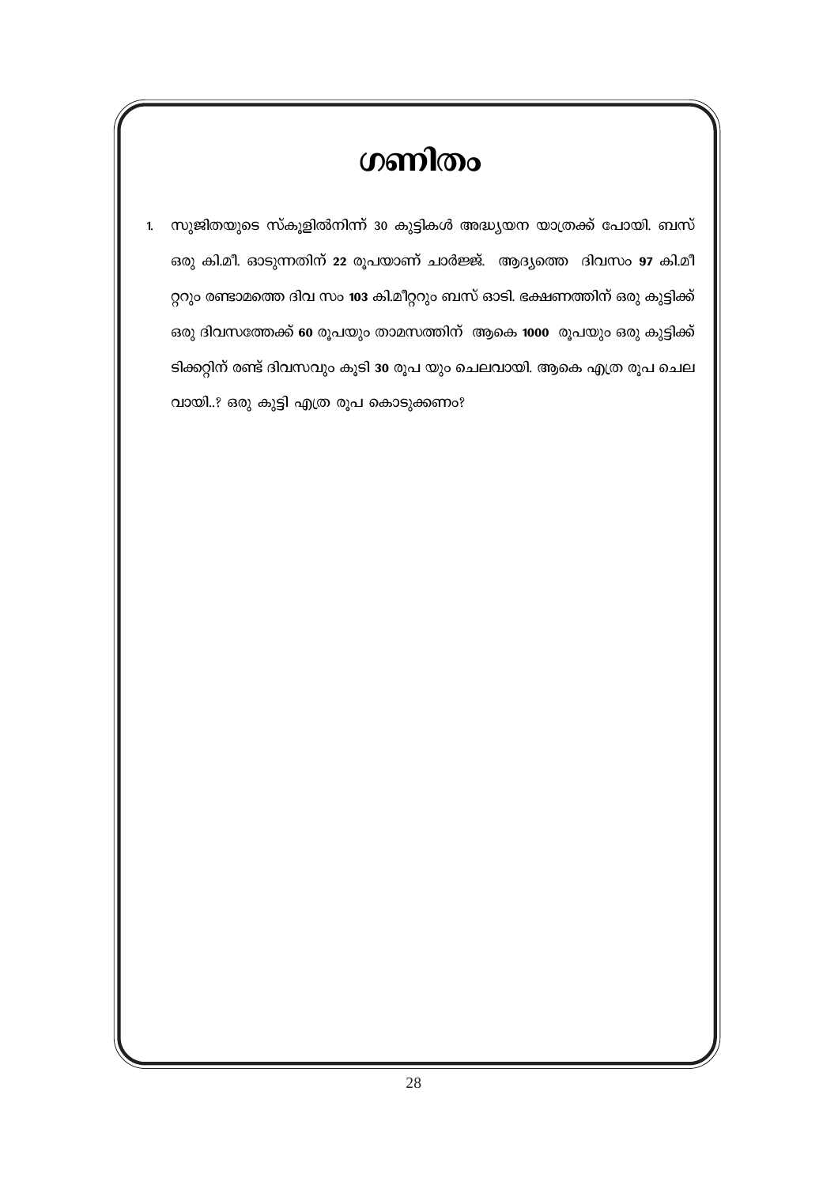# ഗണിതം

1. സുജിതയുടെ സ്കൂളിൽനിന്ന് 30 കുട്ടികൾ അദ്ധ്യയന യാത്രക്ക് പോയി. ബസ് ഒരു കി.മീ. ഓടുന്നതിന് **22** രൂപയാണ് ചാർജ്ജ്. ആദ്യത്തെ ദിവസം **97** കി.മീറ്ററും രണ്ടാമത്തെ ദിവ സം **103** കി.മീറ്ററും ബസ് ഓടി. ഭക്ഷണത്തിന് ഒരു കുട്ടിക്ക് ഒരു ദിവസത്തേക്ക് **60** രൂപയും താമസത്തിന് ആകെ **1000** രൂപയും ഒരു കുട്ടിക്ക് ടിക്കറ്റിന് രണ്ട് ദിവസവും കൂടി **30** രൂപ യും ചെലവായി. ആകെ എത്ര രൂപ ചെലവായി..? ഒരു കുട്ടി എത്ര രൂപ കൊടുക്കണം?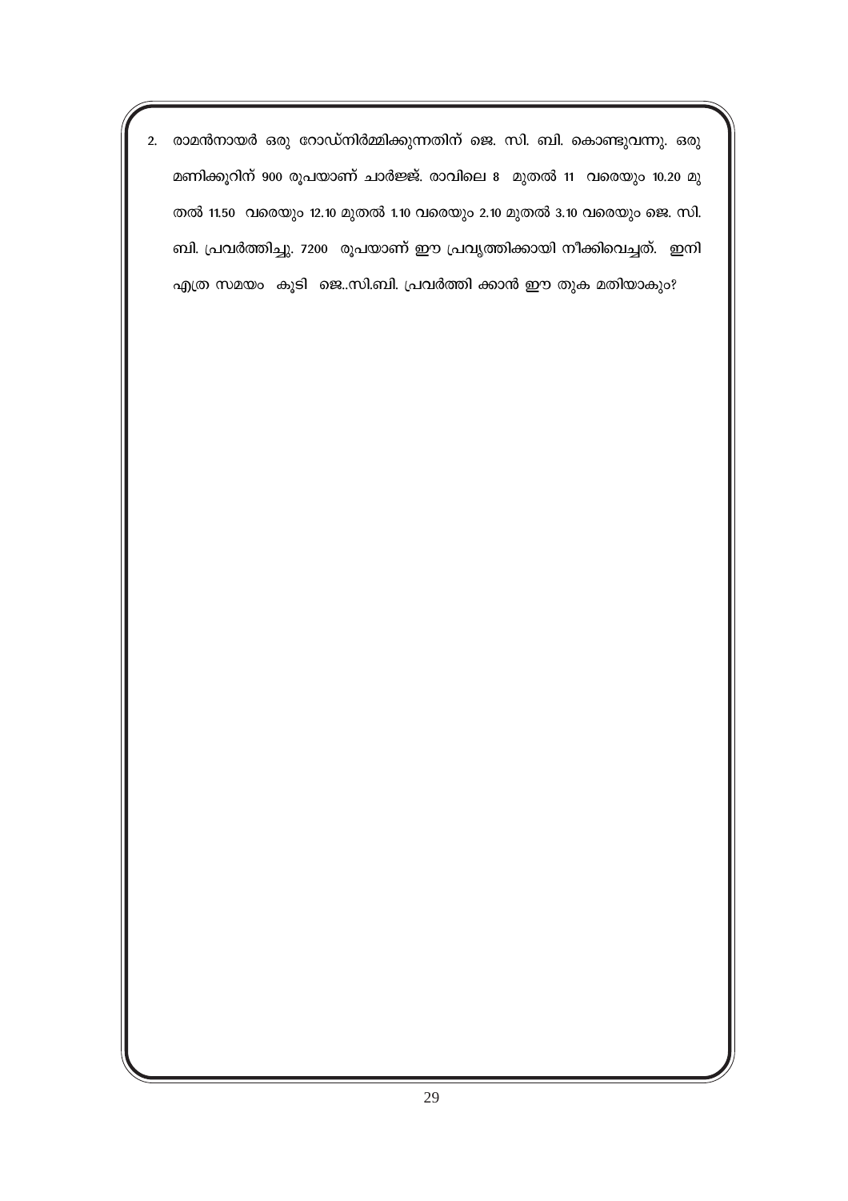2. രാമൻനായർ ഒരു റോഡ്നിർമ്മിക്കുന്നതിന് ജെ. സി. ബി. കൊണ്ടുവന്നു. ഒരു മണിക്കൂറിന് 900 രൂപയാണ് ചാർജ്ജ്. രാവിലെ 8 മുതൽ 11 വരെയും 10.20 മുതൽ 11.50 വരെയും 12.10 മുതൽ 1.10 വരെയും 2.10 മുതൽ 3.10 വരെയും ജെ. സി. ബി. പ്രവർത്തിച്ചു. 7200 രൂപയാണ് ഈ പ്രവൃത്തിക്കായി നീക്കിവെച്ചത്. ഇനി എത്ര സമയം കൂടി ജെ..സി.ബി. പ്രവർത്തി ക്കാൻ ഈ തുക മതിയാകും?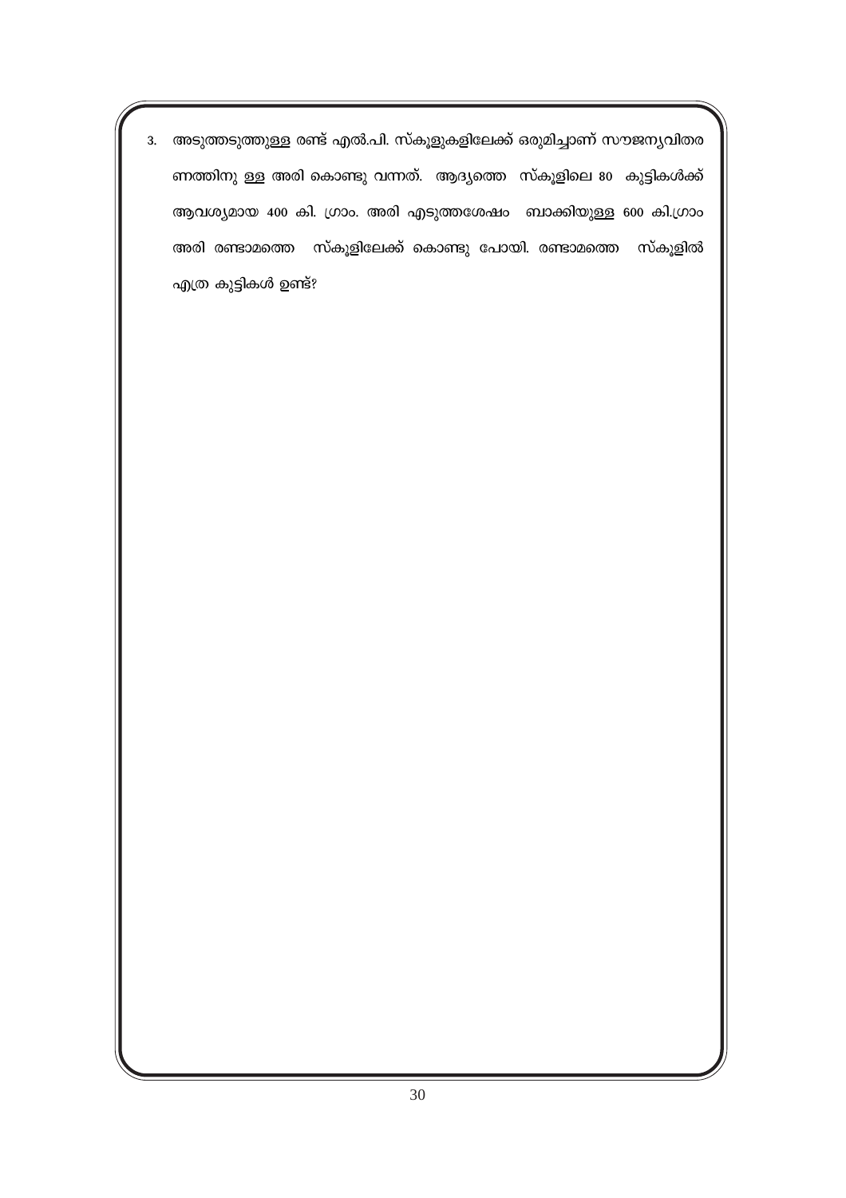3. അടുത്തടുത്തുള്ള രണ്ട് എൽ.പി. സ്കൂളുകളിലേക്ക് ഒരുമിച്ചാണ് സൗജന്യവിതരണത്തിനു ള്ള അരി കൊണ്ടു വന്നത്. ആദ്യത്തെ സ്കൂളിലെ 80 കുട്ടികൾക്ക് ആവശ്യമായ 400 കി. ഗ്രാം. അരി എടുത്തശേഷം ബാക്കിയുള്ള 600 കി.ഗ്രാം അരി രണ്ടാമത്തെ സ്കൂളിലേക്ക് കൊണ്ടു പോയി. രണ്ടാമത്തെ സ്കൂളിൽ എത്ര കുട്ടികൾ ഉണ്ട്?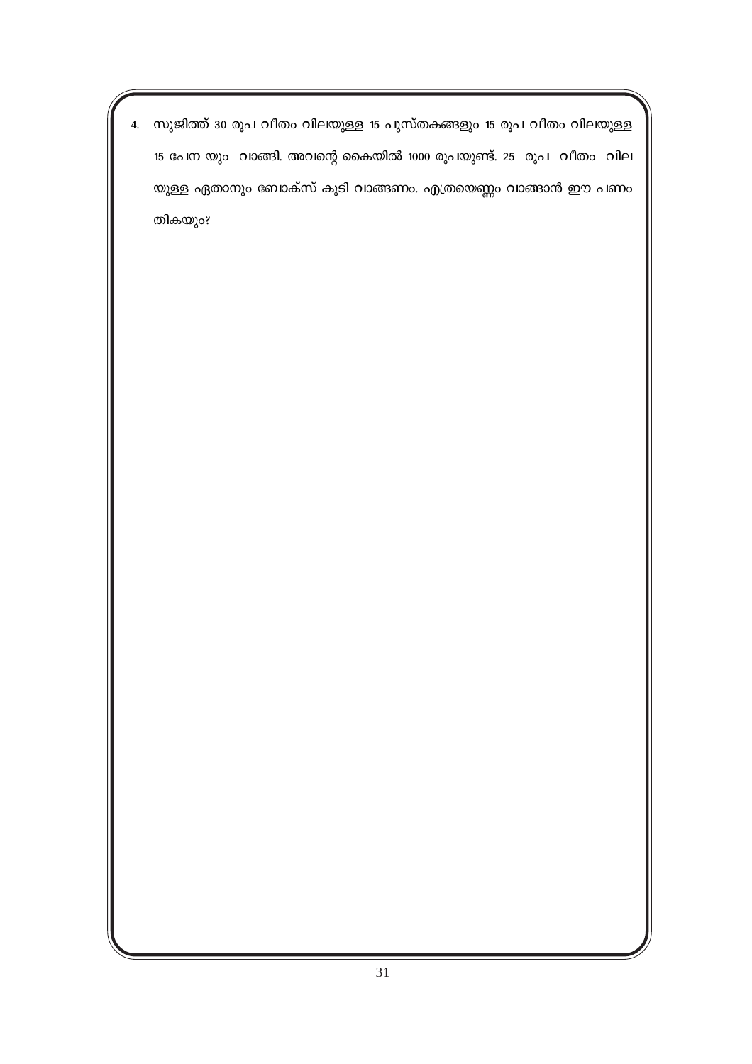4. സുജിത്ത് 30 രൂപ വീതം വിലയുള്ള 15 പുസ്തകങ്ങളും 15 രൂപ വീതം വിലയുള്ള 15 പേന യും വാങ്ങി. അവന്റെ കൈയിൽ 1000 രൂപയുണ്ട്. 25 രൂപ വീതം വില യുള്ള ഏതാനും ബോക്സ് കൂടി വാങ്ങണം. എത്രയെണ്ണം വാങ്ങാൻ ഈ പണം തികയും?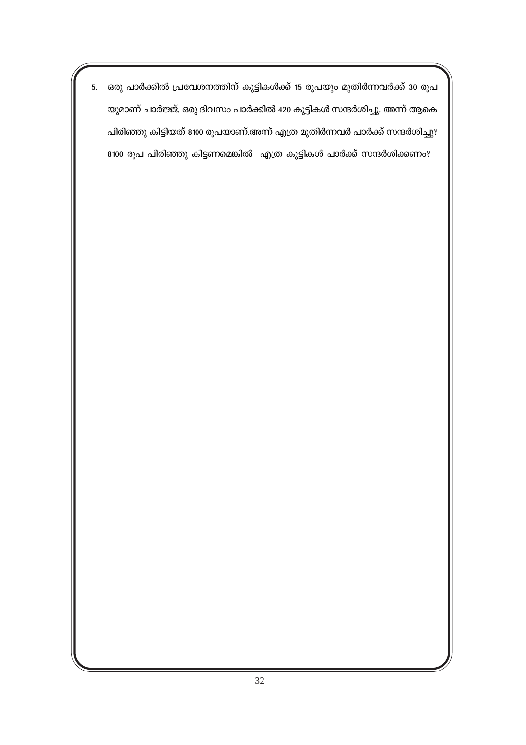5. ഒരു പാർക്കിൽ പ്രവേശനത്തിന് കുട്ടികൾക്ക് 15 രൂപയും മുതിർന്നവർക്ക് 30 രൂപയുമാണ് ചാർജ്ജ്. ഒരു ദിവസം പാർക്കിൽ 420 കുട്ടികൾ സന്ദർശിച്ചു. അന്ന് ആകെ പിരിഞ്ഞു കിട്ടിയത് 8100 രൂപയാണ്.അന്ന് എത്ര മുതിർന്നവർ പാർക്ക് സന്ദർശിച്ചു? 8100 രൂപ പിരിഞ്ഞു കിട്ടണമെങ്കിൽ എത്ര കുട്ടികൾ പാർക്ക് സന്ദർശിക്കണം?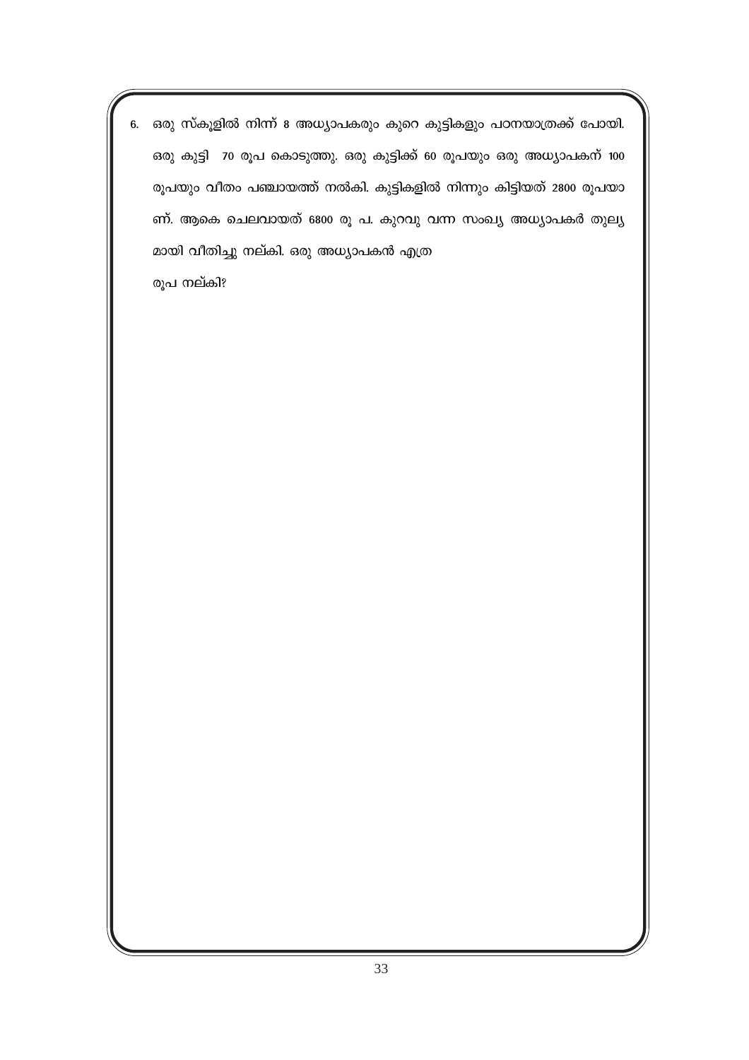6. ഒരു സ്കൂളിൽ നിന്ന് 8 അധ്യാപകരും കുറെ കുട്ടികളും പഠനയാത്രക്ക് പോയി. ഒരു കുട്ടി 70 രൂപ കൊടുത്തു. ഒരു കുട്ടിക്ക് 60 രൂപയും ഒരു അധ്യാപകന് 100 രൂപയും വീതം പഞ്ചായത്ത് നൽകി. കുട്ടികളിൽ നിന്നും കിട്ടിയത് 2800 രൂപയാണ്. ആകെ ചെലവായത് 6800 രൂ പ. കുറവു വന്ന സംഖ്യ അധ്യാപകർ തുല്യമായി വീതിച്ചു നല്കി. ഒരു അധ്യാപകൻ എത്ര രൂപ നല്കി?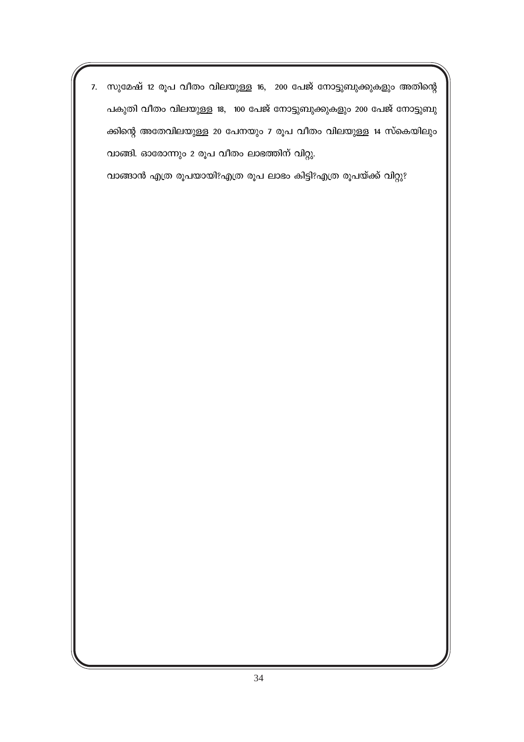7. സുമേഷ് 12 രൂപ വീതം വിലയുള്ള 16, 200 പേജ് നോട്ടുബുക്കുകളും അതിന്റെ പകുതി വീതം വിലയുള്ള 18, 100 പേജ് നോട്ടുബുക്കുകളും 200 പേജ് നോട്ടുബുക്കിന്റെ അതേവിലയുള്ള 20 പേനയും 7 രൂപ വീതം വിലയുള്ള 14 സ്കെയിലും വാങ്ങി. ഓരോന്നും 2 രൂപ വീതം ലാഭത്തിന് വിറ്റു.

   വാങ്ങാൻ എത്ര രൂപയായി?എത്ര രൂപ ലാഭം കിട്ടി?എത്ര രൂപയ്ക്ക് വിറ്റു?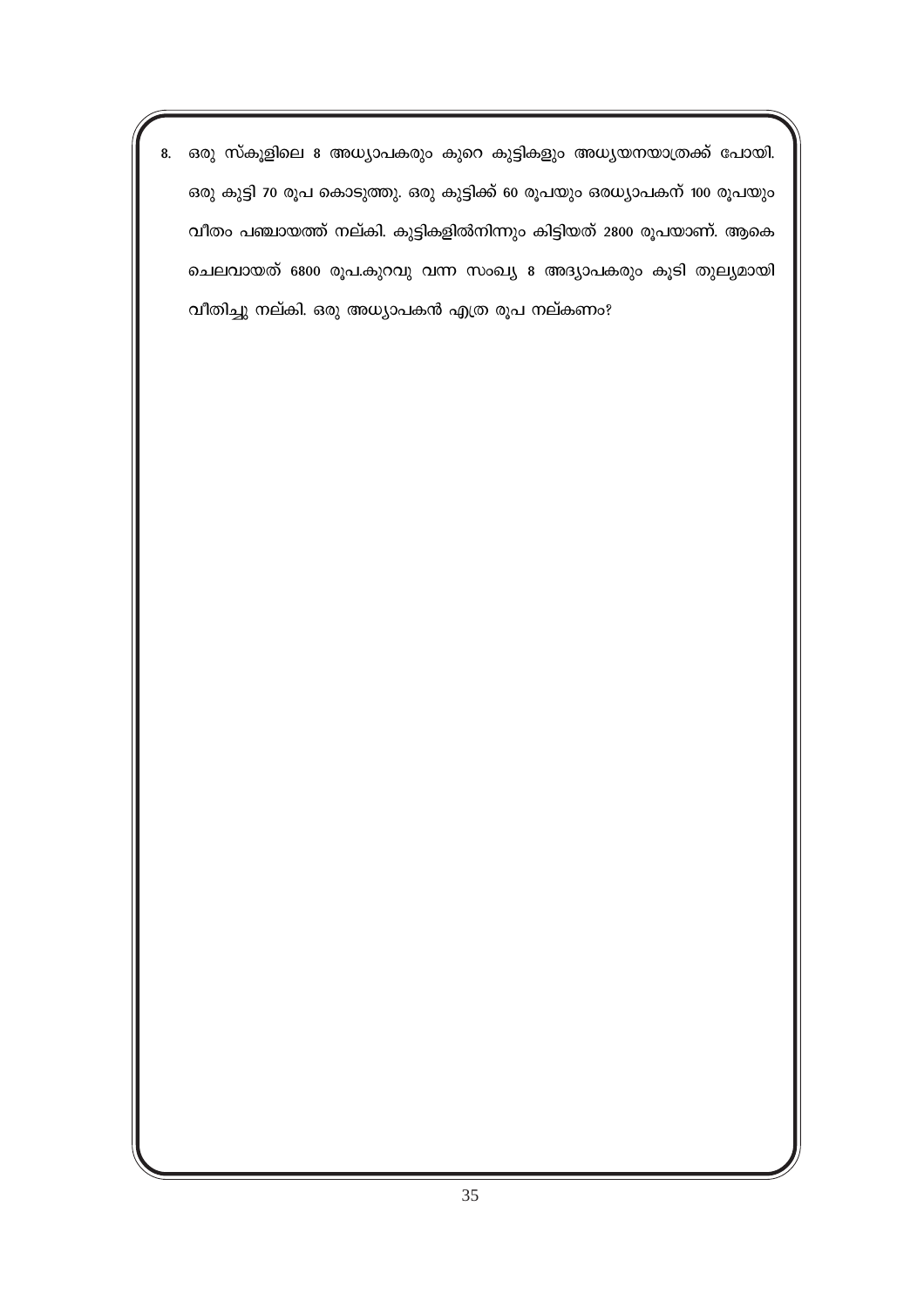8. ഒരു സ്കൂളിലെ 8 അധ്യാപകരും കുറെ കുട്ടികളും അധ്യയനയാത്രക്ക് പോയി. ഒരു കുട്ടി 70 രൂപ കൊടുത്തു. ഒരു കുട്ടിക്ക് 60 രൂപയും ഒരധ്യാപകന് 100 രൂപയും വീതം പഞ്ചായത്ത് നല്കി. കുട്ടികളിൽനിന്നും കിട്ടിയത് 2800 രൂപയാണ്. ആകെ ചെലവായത് 6800 രൂപ.കുറവു വന്ന സംഖ്യ 8 അദ്യാപകരും കൂടി തുല്യമായി വീതിച്ചു നല്കി. ഒരു അധ്യാപകൻ എത്ര രൂപ നല്കണം?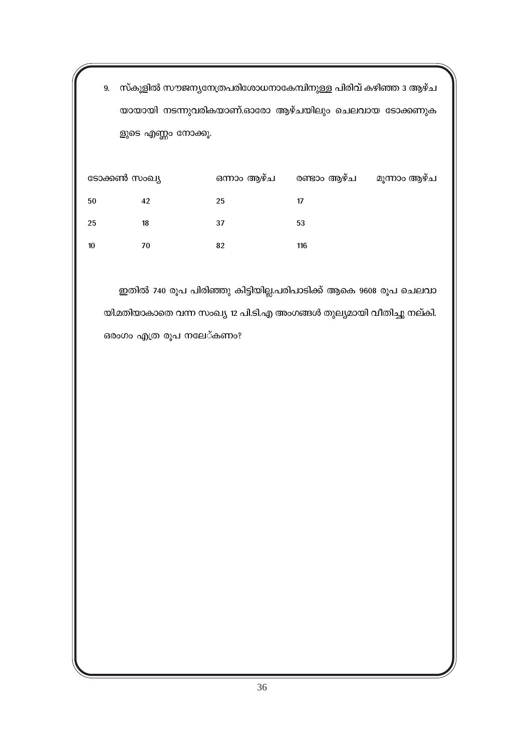9. സ്കൂളിൽ സൗജന്യനേത്രപരിശോധനാകേമ്പിനുള്ള പിരിവ് കഴിഞ്ഞ 3 ആഴ്ച യായായി നടന്നുവരികയാണ്.ഓരോ ആഴ്ചയിലും ചെലവായ ടോക്കണുക ളുടെ എണ്ണം നോക്കൂ.

| ടോക്കൺ സംഖ്യ | | ഒന്നാം ആഴ്ച | രണ്ടാം ആഴ്ച | മൂന്നാം ആഴ്ച |
|---|---|---|---|---|
| 50 | 42 | 25 | 17 | |
| 25 | 18 | 37 | 53 | |
| 10 | 70 | 82 | 116 | |

ഇതിൽ 740 രൂപ പിരിഞ്ഞു കിട്ടിയില്ല.പരിപാടിക്ക് ആകെ 9608 രൂപ ചെലവായി.മതിയാകാതെ വന്ന സംഖ്യ 12 പി.ടി.എ അംഗങ്ങൾ തുല്യമായി വീതിച്ചു നല്കി. ഒരംഗം എത്ര രൂപ നലേ്കണം?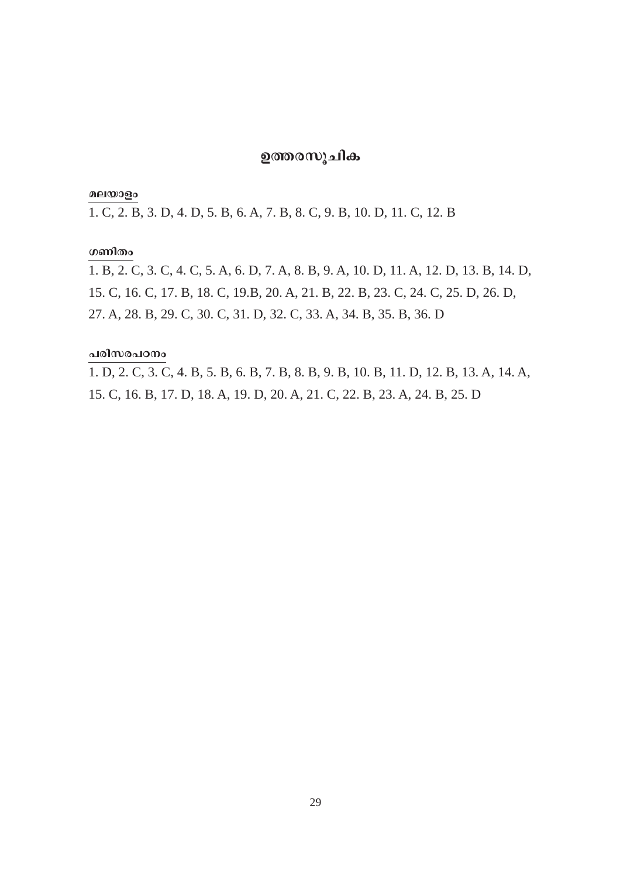# ഉത്തരസൂചിക

## മലയാളം

1. C, 2. B, 3. D, 4. D, 5. B, 6. A, 7. B, 8. C, 9. B, 10. D, 11. C, 12. B

## ഗണിതം

1. B, 2. C, 3. C, 4. C, 5. A, 6. D, 7. A, 8. B, 9. A, 10. D, 11. A, 12. D, 13. B, 14. D, 15. C, 16. C, 17. B, 18. C, 19.B, 20. A, 21. B, 22. B, 23. C, 24. C, 25. D, 26. D, 27. A, 28. B, 29. C, 30. C, 31. D, 32. C, 33. A, 34. B, 35. B, 36. D

## പരിസരപഠനം

1. D, 2. C, 3. C, 4. B, 5. B, 6. B, 7. B, 8. B, 9. B, 10. B, 11. D, 12. B, 13. A, 14. A, 15. C, 16. B, 17. D, 18. A, 19. D, 20. A, 21. C, 22. B, 23. A, 24. B, 25. D